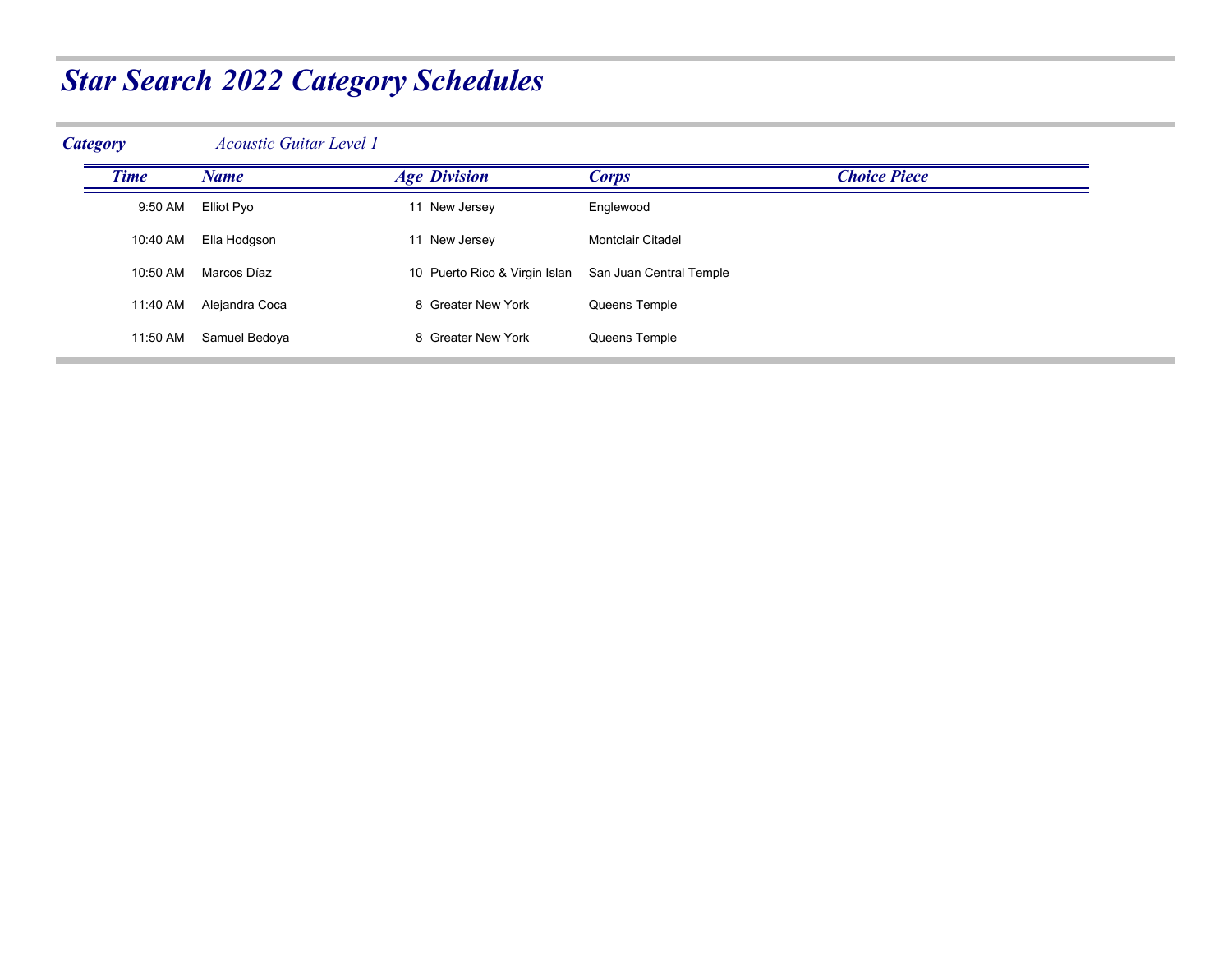# *Star Search 2022 Category Schedules*

***Category*** *Acoustic Guitar Level 1*

| *Time* | *Name* | *Age* | *Division* | *Corps* | *Choice Piece* |
|---|---|---|---|---|---|
| 9:50 AM | Elliot Pyo | 11 | New Jersey | Englewood | |
| 10:40 AM | Ella Hodgson | 11 | New Jersey | Montclair Citadel | |
| 10:50 AM | Marcos Díaz | 10 | Puerto Rico & Virgin Islan | San Juan Central Temple | |
| 11:40 AM | Alejandra Coca | 8 | Greater New York | Queens Temple | |
| 11:50 AM | Samuel Bedoya | 8 | Greater New York | Queens Temple | |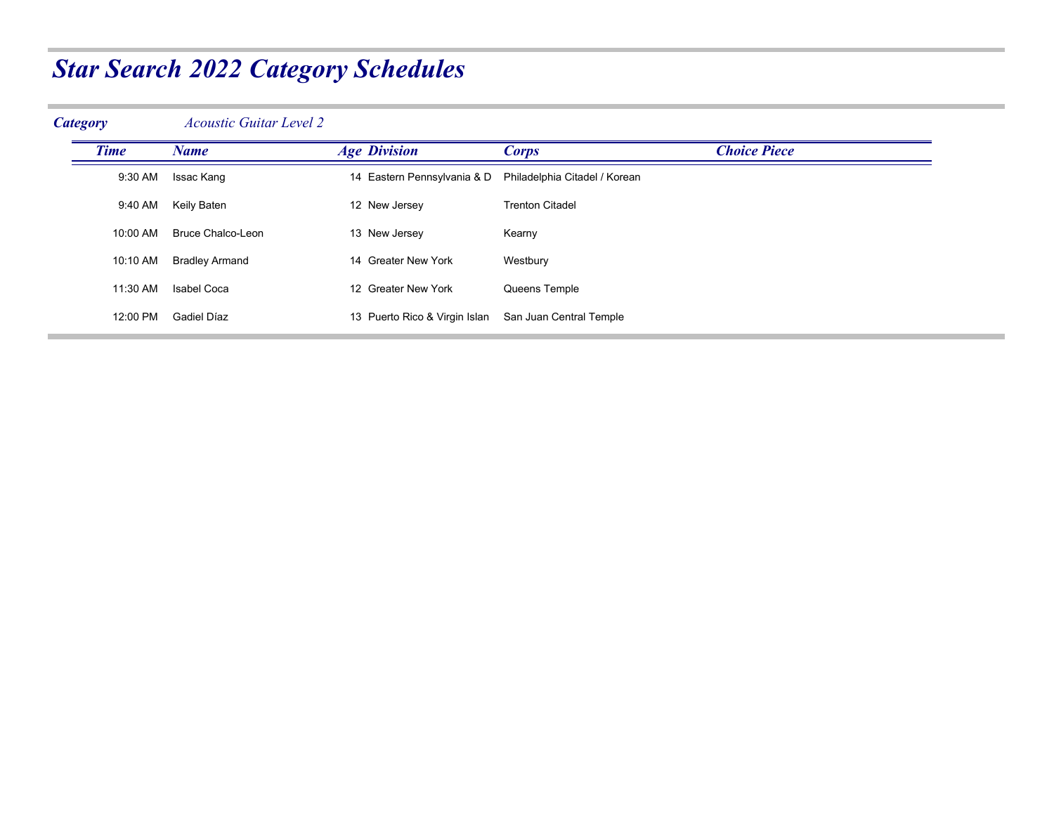# Star Search 2022 Category Schedules

**Category** *Acoustic Guitar Level 2*

| Time | Name | Age | Division | Corps | Choice Piece |
|---|---|---|---|---|---|
| 9:30 AM | Issac Kang | 14 | Eastern Pennsylvania & D | Philadelphia Citadel / Korean | |
| 9:40 AM | Keily Baten | 12 | New Jersey | Trenton Citadel | |
| 10:00 AM | Bruce Chalco-Leon | 13 | New Jersey | Kearny | |
| 10:10 AM | Bradley Armand | 14 | Greater New York | Westbury | |
| 11:30 AM | Isabel Coca | 12 | Greater New York | Queens Temple | |
| 12:00 PM | Gadiel Díaz | 13 | Puerto Rico & Virgin Islan | San Juan Central Temple | |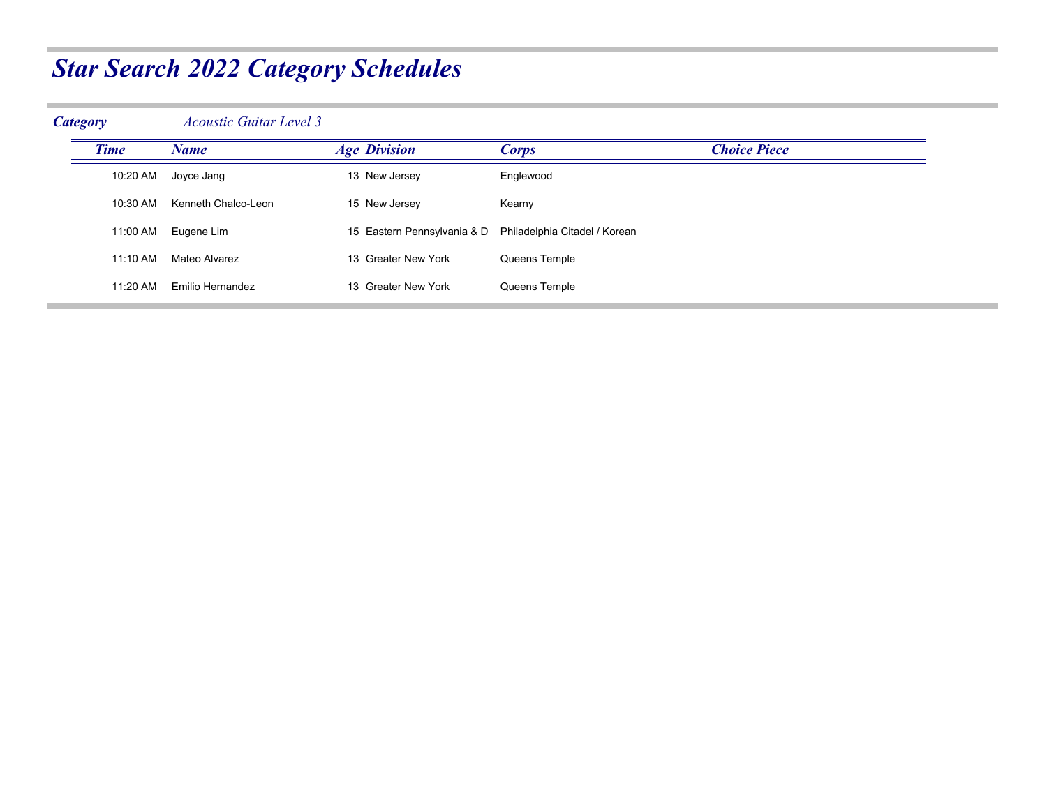# *Star Search 2022 Category Schedules*

***Category*** *Acoustic Guitar Level 3*

| *Time* | *Name* | *Age* | *Division* | *Corps* | *Choice Piece* |
|---|---|---|---|---|---|
| 10:20 AM | Joyce Jang | 13 | New Jersey | Englewood | |
| 10:30 AM | Kenneth Chalco-Leon | 15 | New Jersey | Kearny | |
| 11:00 AM | Eugene Lim | 15 | Eastern Pennsylvania & D | Philadelphia Citadel / Korean | |
| 11:10 AM | Mateo Alvarez | 13 | Greater New York | Queens Temple | |
| 11:20 AM | Emilio Hernandez | 13 | Greater New York | Queens Temple | |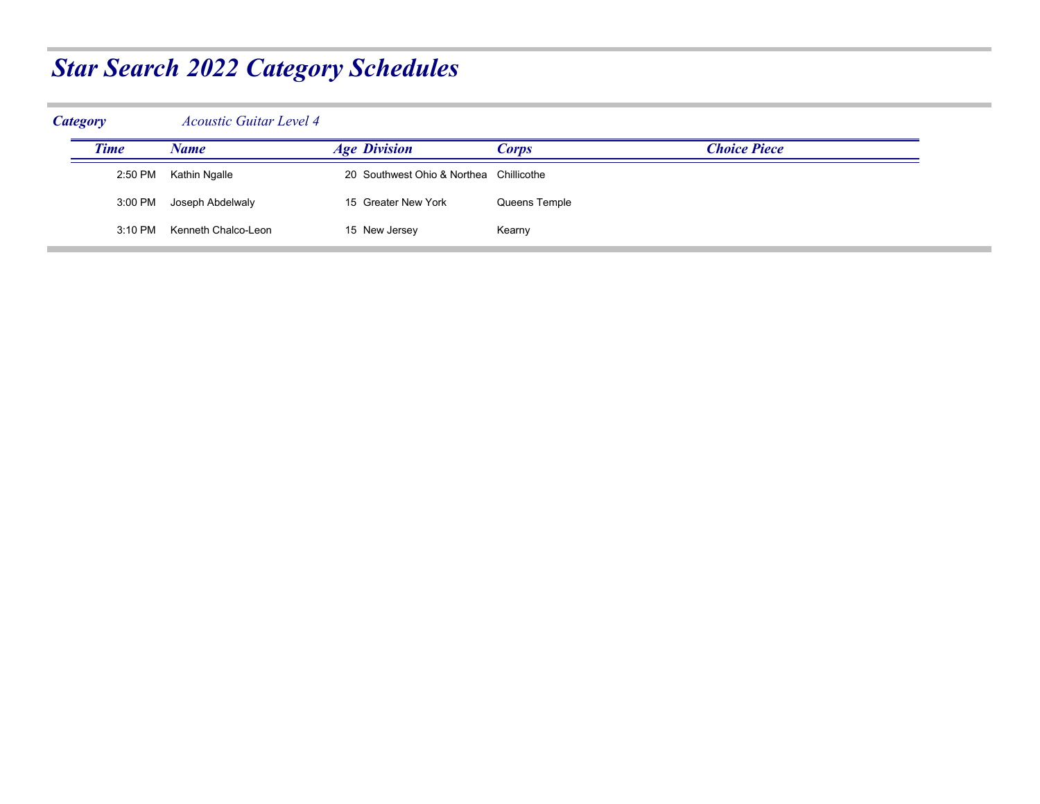# Star Search 2022 Category Schedules

**Category** *Acoustic Guitar Level 4*

| Time | Name | Age | Division | Corps | Choice Piece |
|---|---|---|---|---|---|
| 2:50 PM | Kathin Ngalle | 20 | Southwest Ohio & Northea | Chillicothe | |
| 3:00 PM | Joseph Abdelwaly | 15 | Greater New York | Queens Temple | |
| 3:10 PM | Kenneth Chalco-Leon | 15 | New Jersey | Kearny | |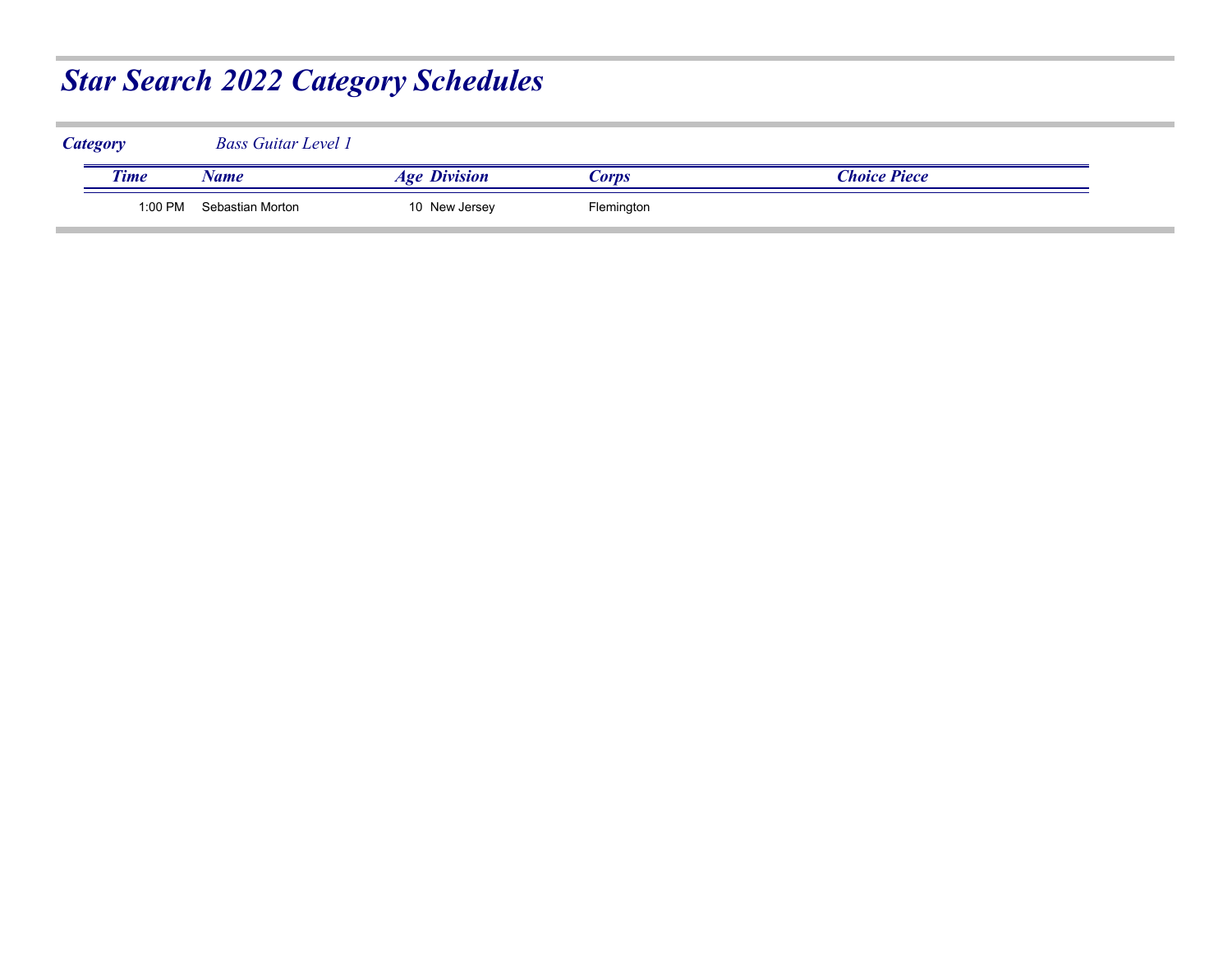# *Star Search 2022 Category Schedules*

***Category*** *Bass Guitar Level 1*

| *Time* | *Name* | *Age* | *Division* | *Corps* | *Choice Piece* |
|---|---|---|---|---|---|
| 1:00 PM | Sebastian Morton | 10 | New Jersey | Flemington | |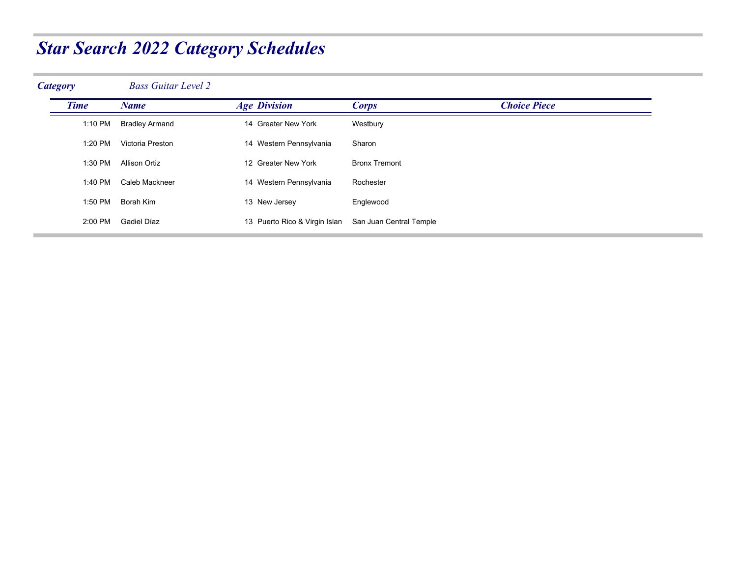# Star Search 2022 Category Schedules

**Category** *Bass Guitar Level 2*

| Time | Name | Age | Division | Corps | Choice Piece |
|---|---|---|---|---|---|
| 1:10 PM | Bradley Armand | 14 | Greater New York | Westbury | |
| 1:20 PM | Victoria Preston | 14 | Western Pennsylvania | Sharon | |
| 1:30 PM | Allison Ortiz | 12 | Greater New York | Bronx Tremont | |
| 1:40 PM | Caleb Mackneer | 14 | Western Pennsylvania | Rochester | |
| 1:50 PM | Borah Kim | 13 | New Jersey | Englewood | |
| 2:00 PM | Gadiel Díaz | 13 | Puerto Rico & Virgin Islan | San Juan Central Temple | |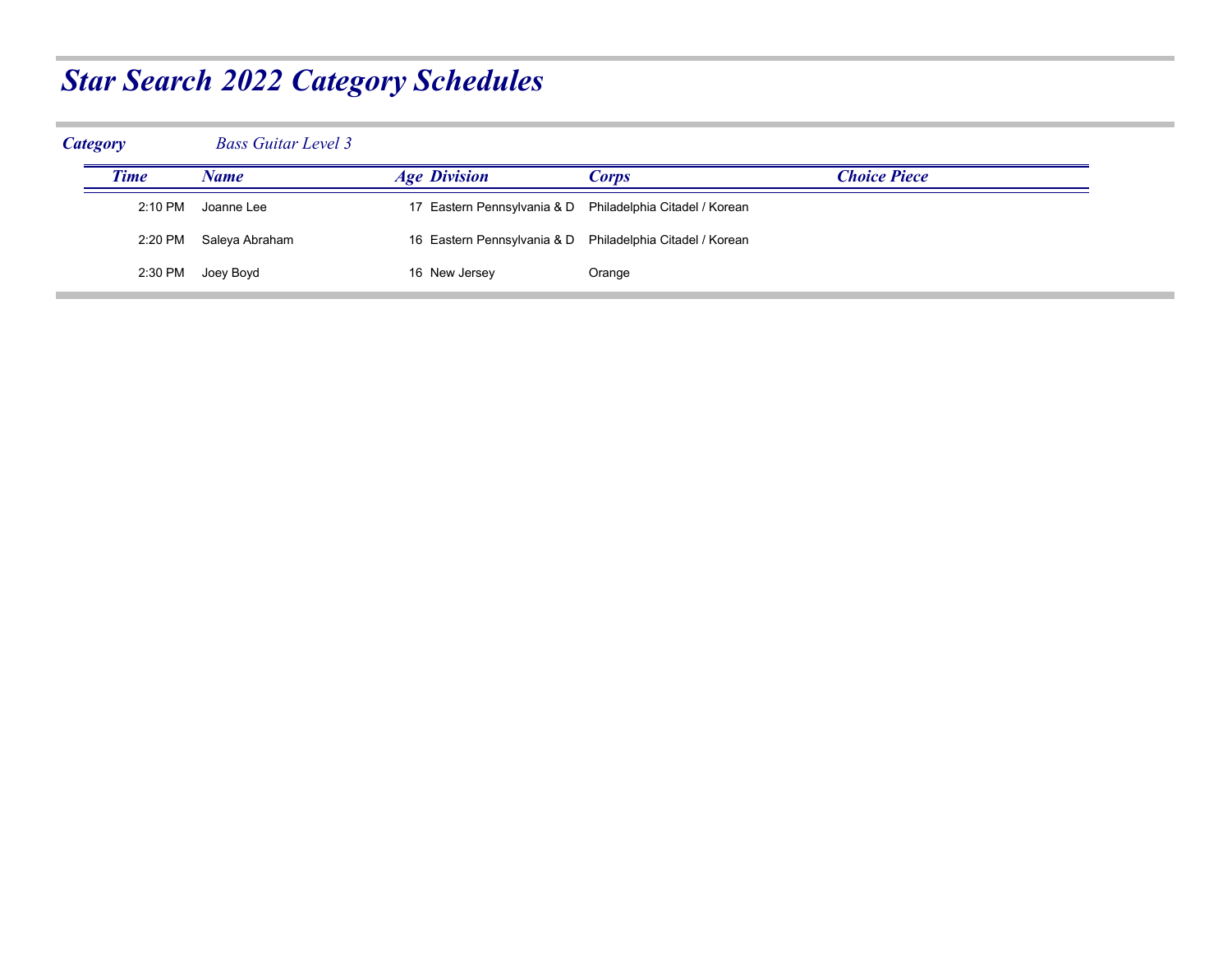# *Star Search 2022 Category Schedules*

***Category*** *Bass Guitar Level 3*

| *Time* | *Name* | *Age* | *Division* | *Corps* | *Choice Piece* |
|---|---|---|---|---|---|
| 2:10 PM | Joanne Lee | 17 | Eastern Pennsylvania & D | Philadelphia Citadel / Korean | |
| 2:20 PM | Saleya Abraham | 16 | Eastern Pennsylvania & D | Philadelphia Citadel / Korean | |
| 2:30 PM | Joey Boyd | 16 | New Jersey | Orange | |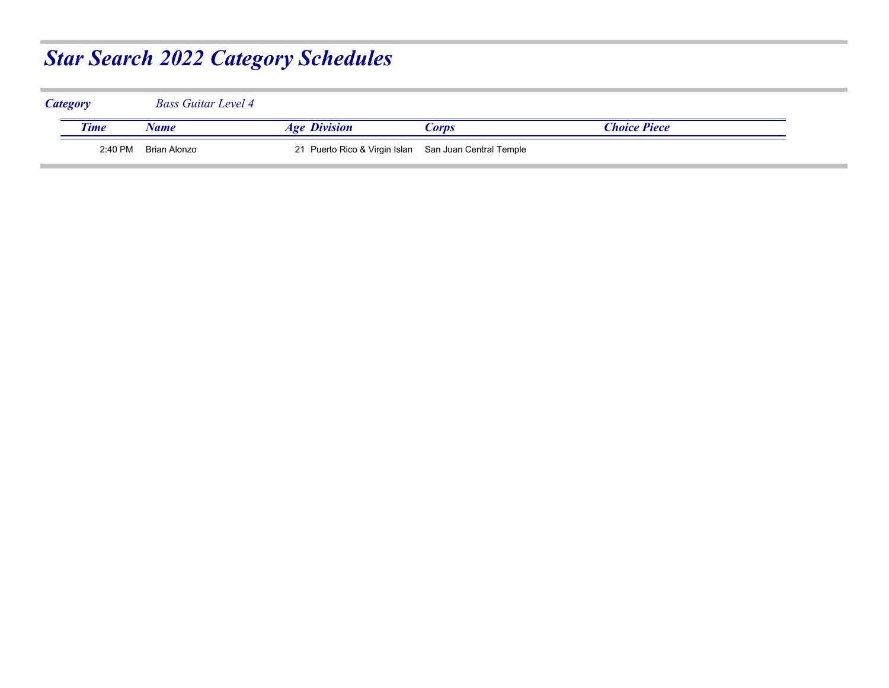# *Star Search 2022 Category Schedules*

***Category*** *Bass Guitar Level 4*

| *Time* | *Name* | *Age* | *Division* | *Corps* | *Choice Piece* |
|---|---|---|---|---|---|
| 2:40 PM | Brian Alonzo | 21 | Puerto Rico & Virgin Islan | San Juan Central Temple | |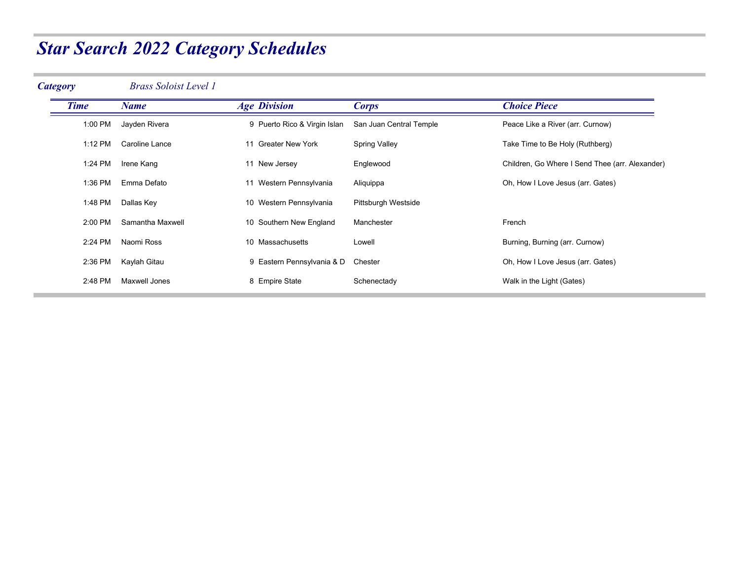# *Star Search 2022 Category Schedules*

***Category*** *Brass Soloist Level 1*

| *Time* | *Name* | *Age* | *Division* | *Corps* | *Choice Piece* |
|---|---|---|---|---|---|
| 1:00 PM | Jayden Rivera | 9 | Puerto Rico & Virgin Islan | San Juan Central Temple | Peace Like a River (arr. Curnow) |
| 1:12 PM | Caroline Lance | 11 | Greater New York | Spring Valley | Take Time to Be Holy (Ruthberg) |
| 1:24 PM | Irene Kang | 11 | New Jersey | Englewood | Children, Go Where I Send Thee (arr. Alexander) |
| 1:36 PM | Emma Defato | 11 | Western Pennsylvania | Aliquippa | Oh, How I Love Jesus (arr. Gates) |
| 1:48 PM | Dallas Key | 10 | Western Pennsylvania | Pittsburgh Westside | |
| 2:00 PM | Samantha Maxwell | 10 | Southern New England | Manchester | French |
| 2:24 PM | Naomi Ross | 10 | Massachusetts | Lowell | Burning, Burning (arr. Curnow) |
| 2:36 PM | Kaylah Gitau | 9 | Eastern Pennsylvania & D | Chester | Oh, How I Love Jesus (arr. Gates) |
| 2:48 PM | Maxwell Jones | 8 | Empire State | Schenectady | Walk in the Light (Gates) |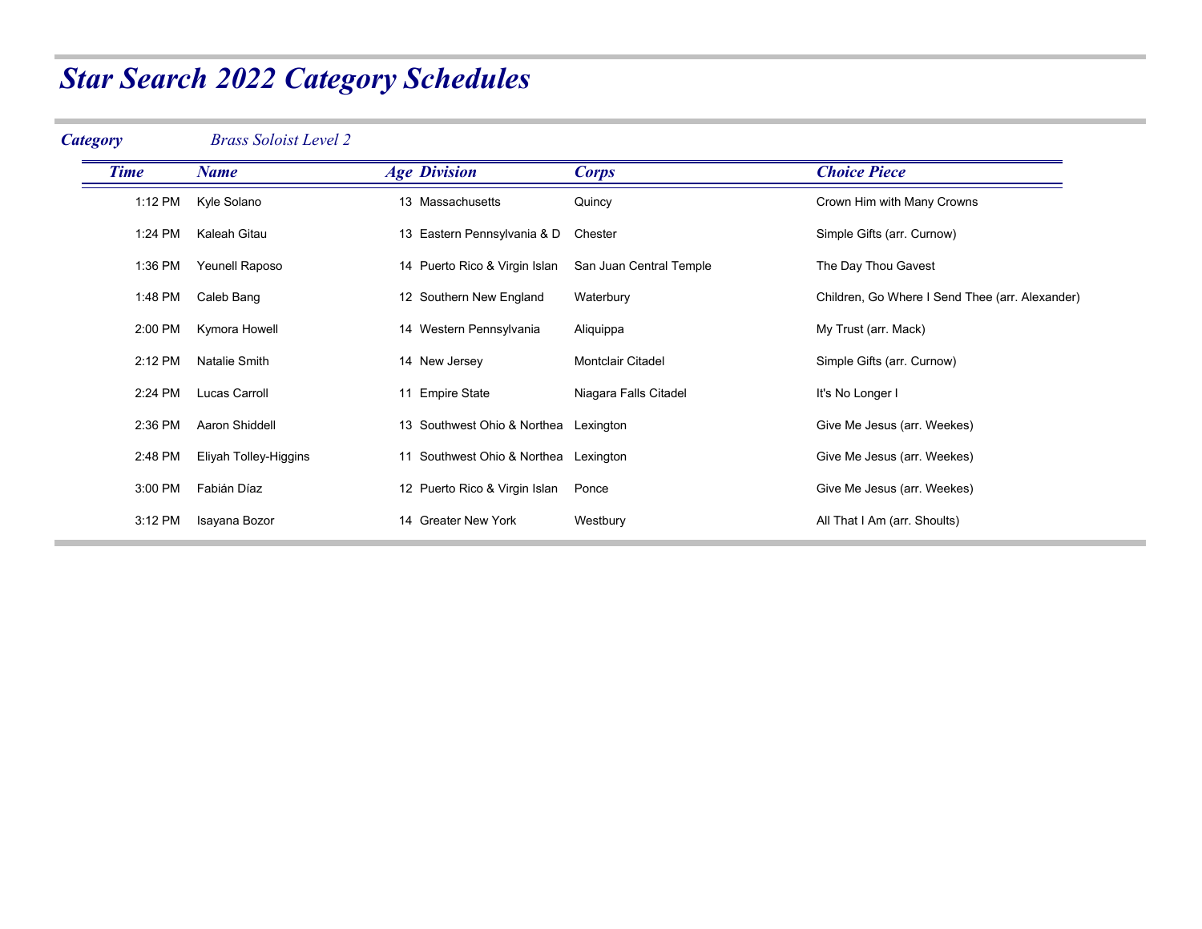# *Star Search 2022 Category Schedules*

***Category*** *Brass Soloist Level 2*

| *Time* | *Name* | *Age* | *Division* | *Corps* | *Choice Piece* |
|---|---|---|---|---|---|
| 1:12 PM | Kyle Solano | 13 | Massachusetts | Quincy | Crown Him with Many Crowns |
| 1:24 PM | Kaleah Gitau | 13 | Eastern Pennsylvania & D | Chester | Simple Gifts (arr. Curnow) |
| 1:36 PM | Yeunell Raposo | 14 | Puerto Rico & Virgin Islan | San Juan Central Temple | The Day Thou Gavest |
| 1:48 PM | Caleb Bang | 12 | Southern New England | Waterbury | Children, Go Where I Send Thee (arr. Alexander) |
| 2:00 PM | Kymora Howell | 14 | Western Pennsylvania | Aliquippa | My Trust (arr. Mack) |
| 2:12 PM | Natalie Smith | 14 | New Jersey | Montclair Citadel | Simple Gifts (arr. Curnow) |
| 2:24 PM | Lucas Carroll | 11 | Empire State | Niagara Falls Citadel | It's No Longer I |
| 2:36 PM | Aaron Shiddell | 13 | Southwest Ohio & Northea | Lexington | Give Me Jesus (arr. Weekes) |
| 2:48 PM | Eliyah Tolley-Higgins | 11 | Southwest Ohio & Northea | Lexington | Give Me Jesus (arr. Weekes) |
| 3:00 PM | Fabián Díaz | 12 | Puerto Rico & Virgin Islan | Ponce | Give Me Jesus (arr. Weekes) |
| 3:12 PM | Isayana Bozor | 14 | Greater New York | Westbury | All That I Am (arr. Shoults) |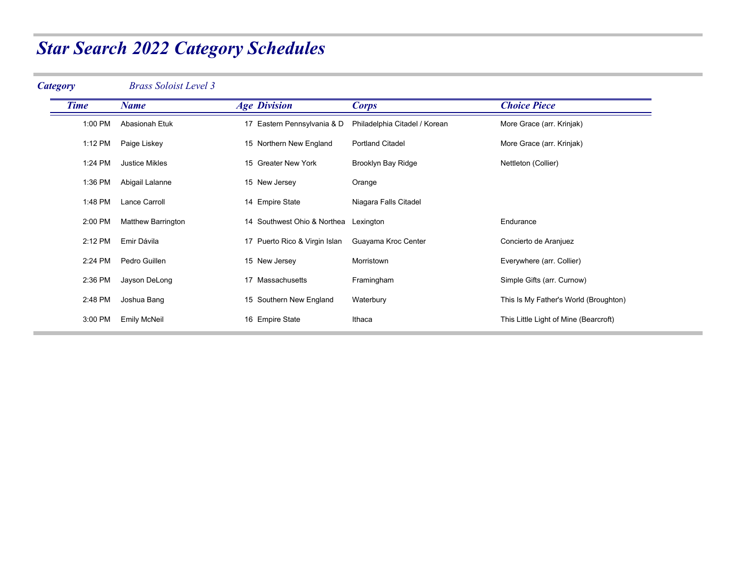# *Star Search 2022 Category Schedules*

***Category*** *Brass Soloist Level 3*

| Time | Name | Age | Division | Corps | Choice Piece |
|---|---|---|---|---|---|
| 1:00 PM | Abasionah Etuk | 17 | Eastern Pennsylvania & D | Philadelphia Citadel / Korean | More Grace (arr. Krinjak) |
| 1:12 PM | Paige Liskey | 15 | Northern New England | Portland Citadel | More Grace (arr. Krinjak) |
| 1:24 PM | Justice Mikles | 15 | Greater New York | Brooklyn Bay Ridge | Nettleton (Collier) |
| 1:36 PM | Abigail Lalanne | 15 | New Jersey | Orange | |
| 1:48 PM | Lance Carroll | 14 | Empire State | Niagara Falls Citadel | |
| 2:00 PM | Matthew Barrington | 14 | Southwest Ohio & Northea | Lexington | Endurance |
| 2:12 PM | Emir Dávila | 17 | Puerto Rico & Virgin Islan | Guayama Kroc Center | Concierto de Aranjuez |
| 2:24 PM | Pedro Guillen | 15 | New Jersey | Morristown | Everywhere (arr. Collier) |
| 2:36 PM | Jayson DeLong | 17 | Massachusetts | Framingham | Simple Gifts (arr. Curnow) |
| 2:48 PM | Joshua Bang | 15 | Southern New England | Waterbury | This Is My Father's World (Broughton) |
| 3:00 PM | Emily McNeil | 16 | Empire State | Ithaca | This Little Light of Mine (Bearcroft) |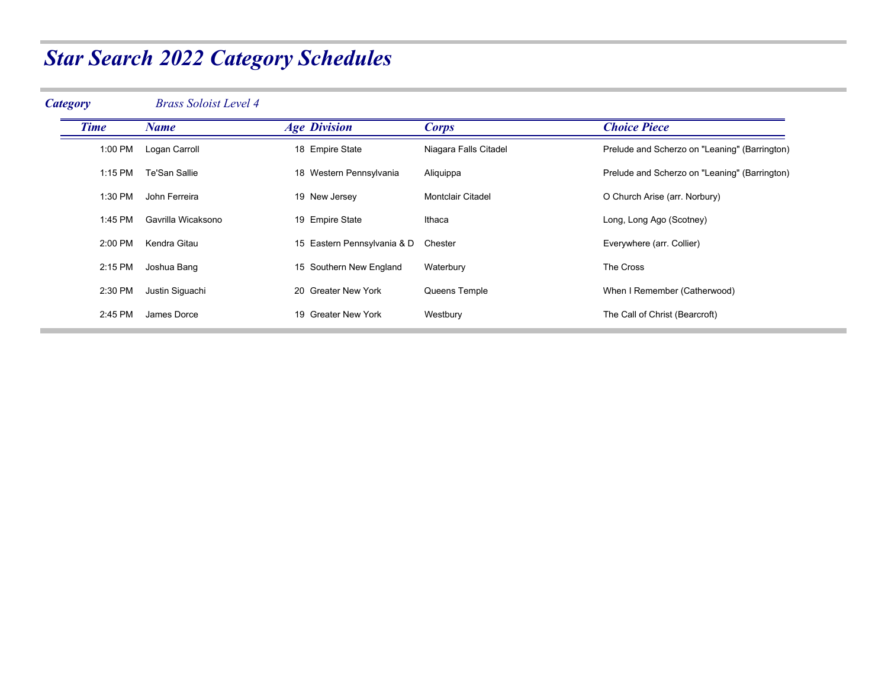# Star Search 2022 Category Schedules

***Category*** *Brass Soloist Level 4*

| Time | Name | Age | Division | Corps | Choice Piece |
|---|---|---|---|---|---|
| 1:00 PM | Logan Carroll | 18 | Empire State | Niagara Falls Citadel | Prelude and Scherzo on "Leaning" (Barrington) |
| 1:15 PM | Te'San Sallie | 18 | Western Pennsylvania | Aliquippa | Prelude and Scherzo on "Leaning" (Barrington) |
| 1:30 PM | John Ferreira | 19 | New Jersey | Montclair Citadel | O Church Arise (arr. Norbury) |
| 1:45 PM | Gavrilla Wicaksono | 19 | Empire State | Ithaca | Long, Long Ago (Scotney) |
| 2:00 PM | Kendra Gitau | 15 | Eastern Pennsylvania & D | Chester | Everywhere (arr. Collier) |
| 2:15 PM | Joshua Bang | 15 | Southern New England | Waterbury | The Cross |
| 2:30 PM | Justin Siguachi | 20 | Greater New York | Queens Temple | When I Remember (Catherwood) |
| 2:45 PM | James Dorce | 19 | Greater New York | Westbury | The Call of Christ (Bearcroft) |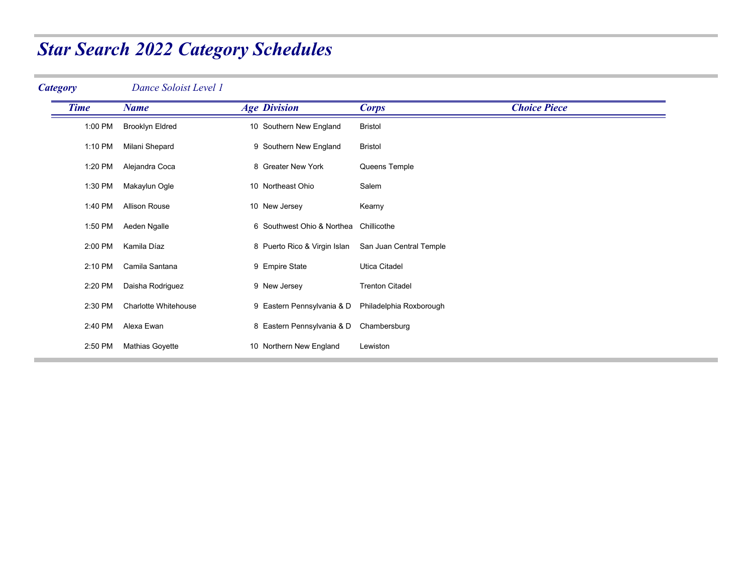# *Star Search 2022 Category Schedules*

***Category*** *Dance Soloist Level 1*

| *Time* | *Name* | *Age* | *Division* | *Corps* | *Choice Piece* |
|---|---|---|---|---|---|
| 1:00 PM | Brooklyn Eldred | 10 | Southern New England | Bristol | |
| 1:10 PM | Milani Shepard | 9 | Southern New England | Bristol | |
| 1:20 PM | Alejandra Coca | 8 | Greater New York | Queens Temple | |
| 1:30 PM | Makaylun Ogle | 10 | Northeast Ohio | Salem | |
| 1:40 PM | Allison Rouse | 10 | New Jersey | Kearny | |
| 1:50 PM | Aeden Ngalle | 6 | Southwest Ohio & Northea | Chillicothe | |
| 2:00 PM | Kamila Díaz | 8 | Puerto Rico & Virgin Islan | San Juan Central Temple | |
| 2:10 PM | Camila Santana | 9 | Empire State | Utica Citadel | |
| 2:20 PM | Daisha Rodriguez | 9 | New Jersey | Trenton Citadel | |
| 2:30 PM | Charlotte Whitehouse | 9 | Eastern Pennsylvania & D | Philadelphia Roxborough | |
| 2:40 PM | Alexa Ewan | 8 | Eastern Pennsylvania & D | Chambersburg | |
| 2:50 PM | Mathias Goyette | 10 | Northern New England | Lewiston | |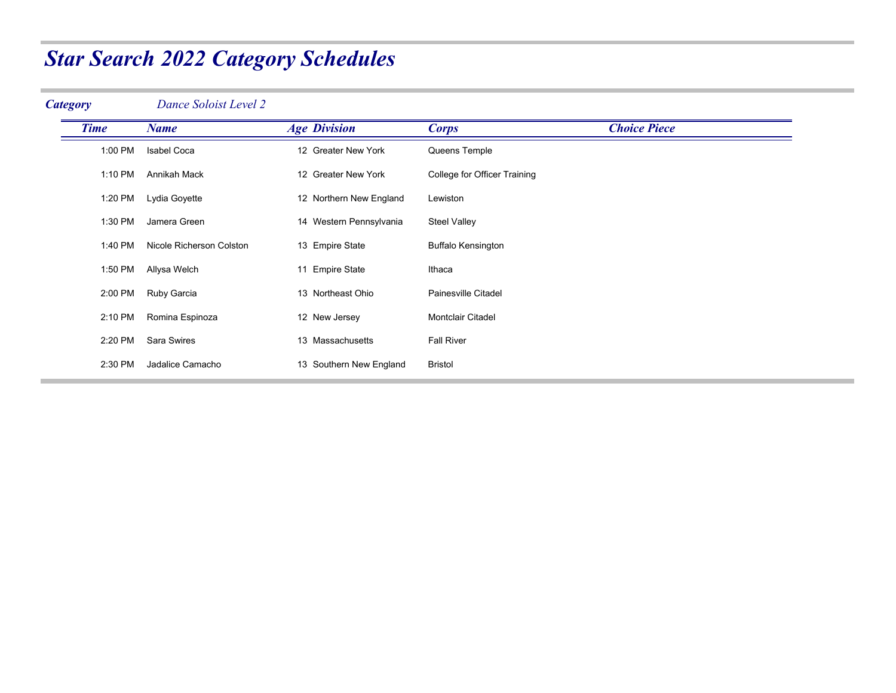# *Star Search 2022 Category Schedules*

***Category*** *Dance Soloist Level 2*

| *Time* | *Name* | *Age* | *Division* | *Corps* | *Choice Piece* |
|---|---|---|---|---|---|
| 1:00 PM | Isabel Coca | 12 | Greater New York | Queens Temple | |
| 1:10 PM | Annikah Mack | 12 | Greater New York | College for Officer Training | |
| 1:20 PM | Lydia Goyette | 12 | Northern New England | Lewiston | |
| 1:30 PM | Jamera Green | 14 | Western Pennsylvania | Steel Valley | |
| 1:40 PM | Nicole Richerson Colston | 13 | Empire State | Buffalo Kensington | |
| 1:50 PM | Allysa Welch | 11 | Empire State | Ithaca | |
| 2:00 PM | Ruby Garcia | 13 | Northeast Ohio | Painesville Citadel | |
| 2:10 PM | Romina Espinoza | 12 | New Jersey | Montclair Citadel | |
| 2:20 PM | Sara Swires | 13 | Massachusetts | Fall River | |
| 2:30 PM | Jadalice Camacho | 13 | Southern New England | Bristol | |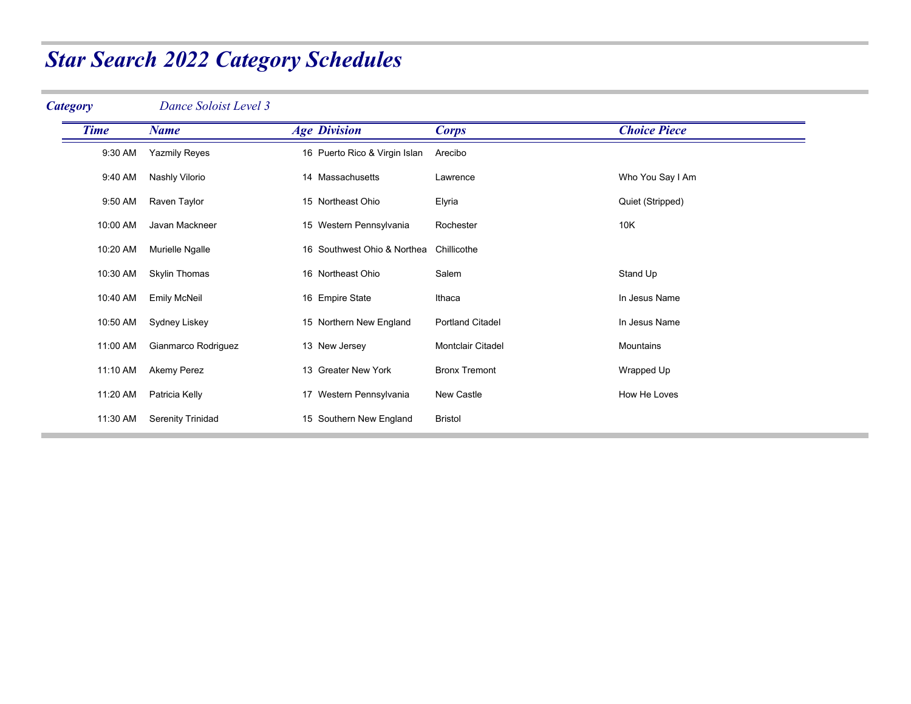# Star Search 2022 Category Schedules

***Category*** *Dance Soloist Level 3*

| Time | Name | Age | Division | Corps | Choice Piece |
|---|---|---|---|---|---|
| 9:30 AM | Yazmily Reyes | 16 | Puerto Rico & Virgin Islan | Arecibo | |
| 9:40 AM | Nashly Vilorio | 14 | Massachusetts | Lawrence | Who You Say I Am |
| 9:50 AM | Raven Taylor | 15 | Northeast Ohio | Elyria | Quiet (Stripped) |
| 10:00 AM | Javan Mackneer | 15 | Western Pennsylvania | Rochester | 10K |
| 10:20 AM | Murielle Ngalle | 16 | Southwest Ohio & Northea | Chillicothe | |
| 10:30 AM | Skylin Thomas | 16 | Northeast Ohio | Salem | Stand Up |
| 10:40 AM | Emily McNeil | 16 | Empire State | Ithaca | In Jesus Name |
| 10:50 AM | Sydney Liskey | 15 | Northern New England | Portland Citadel | In Jesus Name |
| 11:00 AM | Gianmarco Rodriguez | 13 | New Jersey | Montclair Citadel | Mountains |
| 11:10 AM | Akemy Perez | 13 | Greater New York | Bronx Tremont | Wrapped Up |
| 11:20 AM | Patricia Kelly | 17 | Western Pennsylvania | New Castle | How He Loves |
| 11:30 AM | Serenity Trinidad | 15 | Southern New England | Bristol | |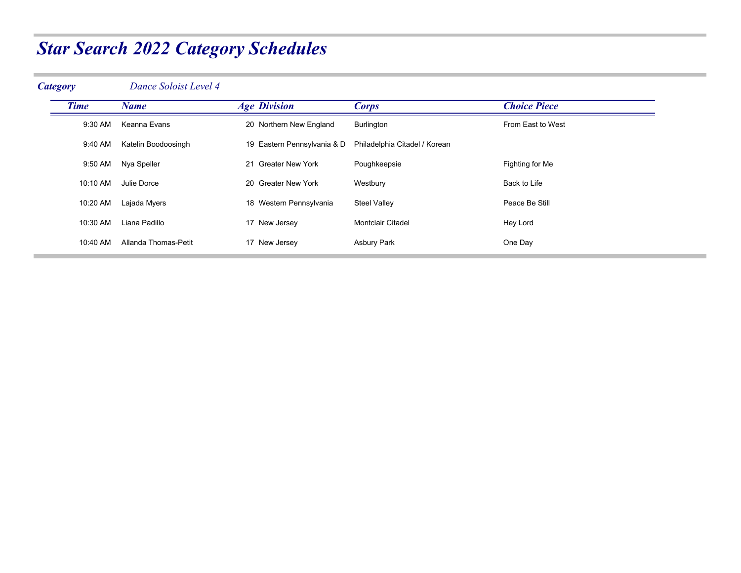# Star Search 2022 Category Schedules

**Category** *Dance Soloist Level 4*

| Time | Name | Age | Division | Corps | Choice Piece |
|---|---|---|---|---|---|
| 9:30 AM | Keanna Evans | 20 | Northern New England | Burlington | From East to West |
| 9:40 AM | Katelin Boodoosingh | 19 | Eastern Pennsylvania & D | Philadelphia Citadel / Korean | |
| 9:50 AM | Nya Speller | 21 | Greater New York | Poughkeepsie | Fighting for Me |
| 10:10 AM | Julie Dorce | 20 | Greater New York | Westbury | Back to Life |
| 10:20 AM | Lajada Myers | 18 | Western Pennsylvania | Steel Valley | Peace Be Still |
| 10:30 AM | Liana Padillo | 17 | New Jersey | Montclair Citadel | Hey Lord |
| 10:40 AM | Allanda Thomas-Petit | 17 | New Jersey | Asbury Park | One Day |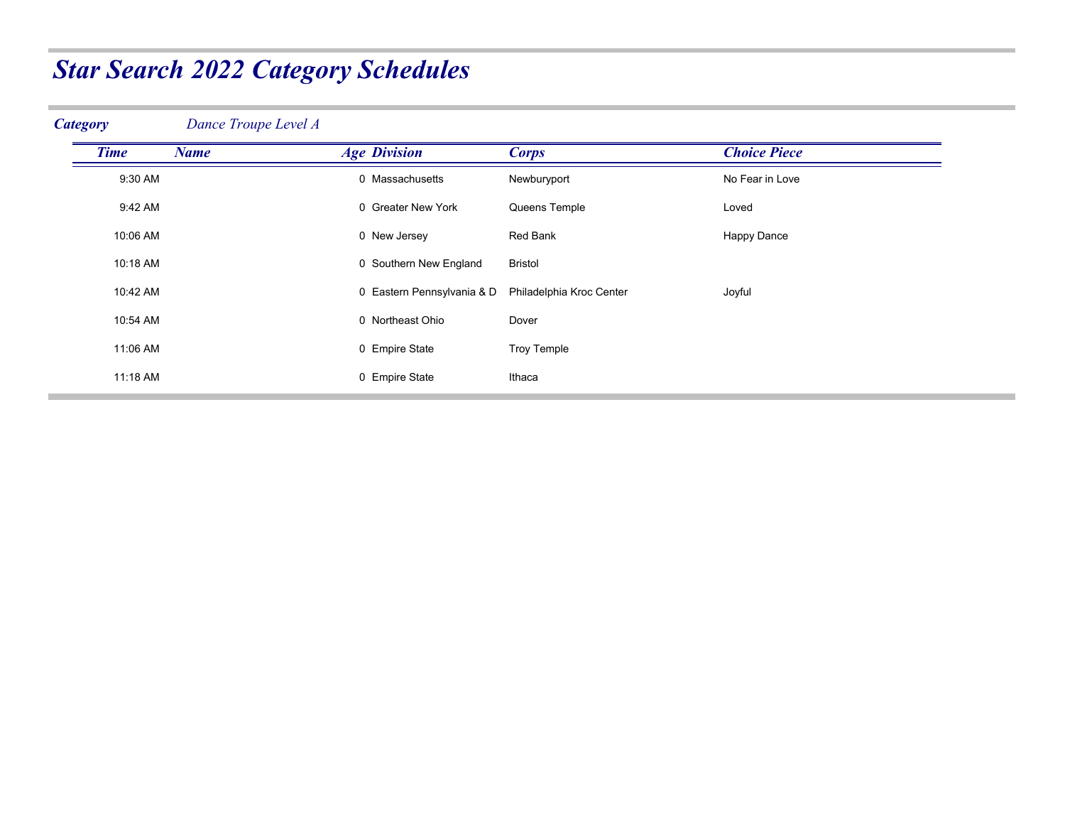# Star Search 2022 Category Schedules

***Category*** *Dance Troupe Level A*

| Time | Name | Age | Division | Corps | Choice Piece |
|---|---|---|---|---|---|
| 9:30 AM | | 0 | Massachusetts | Newburyport | No Fear in Love |
| 9:42 AM | | 0 | Greater New York | Queens Temple | Loved |
| 10:06 AM | | 0 | New Jersey | Red Bank | Happy Dance |
| 10:18 AM | | 0 | Southern New England | Bristol | |
| 10:42 AM | | 0 | Eastern Pennsylvania & D | Philadelphia Kroc Center | Joyful |
| 10:54 AM | | 0 | Northeast Ohio | Dover | |
| 11:06 AM | | 0 | Empire State | Troy Temple | |
| 11:18 AM | | 0 | Empire State | Ithaca | |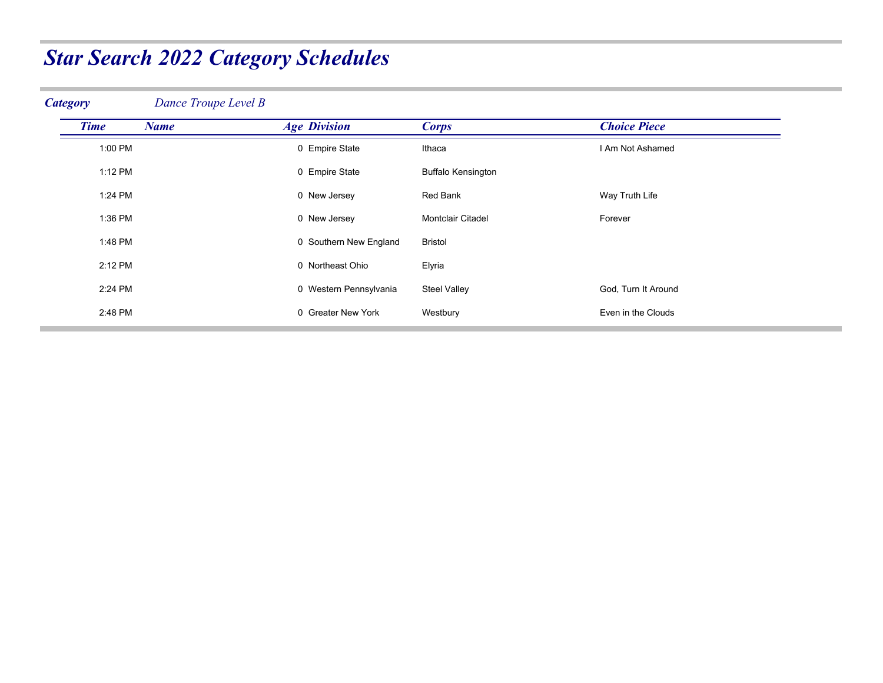# Star Search 2022 Category Schedules

***Category*** *Dance Troupe Level B*

| Time | Name | Age | Division | Corps | Choice Piece |
|---|---|---|---|---|---|
| 1:00 PM | | 0 | Empire State | Ithaca | I Am Not Ashamed |
| 1:12 PM | | 0 | Empire State | Buffalo Kensington | |
| 1:24 PM | | 0 | New Jersey | Red Bank | Way Truth Life |
| 1:36 PM | | 0 | New Jersey | Montclair Citadel | Forever |
| 1:48 PM | | 0 | Southern New England | Bristol | |
| 2:12 PM | | 0 | Northeast Ohio | Elyria | |
| 2:24 PM | | 0 | Western Pennsylvania | Steel Valley | God, Turn It Around |
| 2:48 PM | | 0 | Greater New York | Westbury | Even in the Clouds |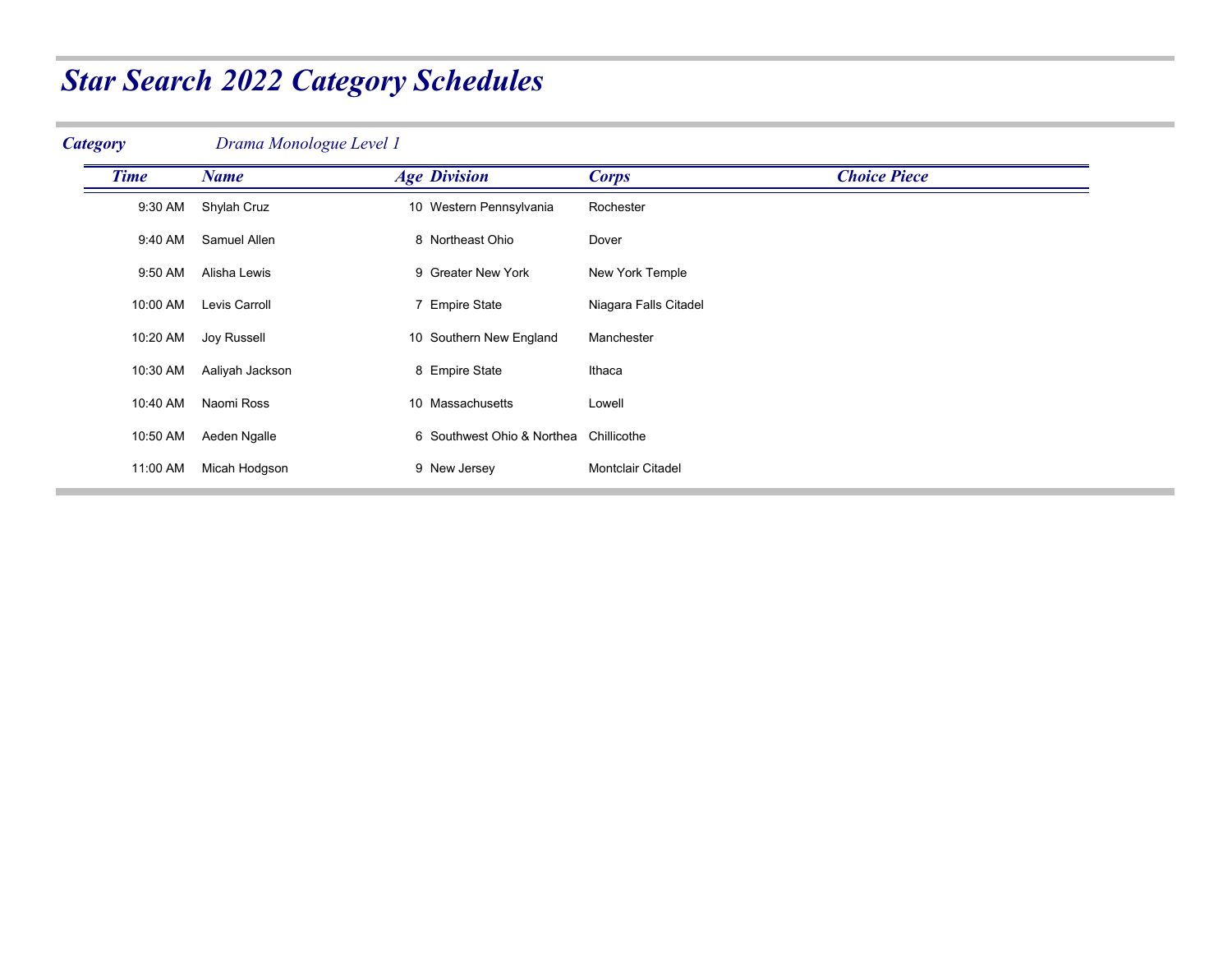# Star Search 2022 Category Schedules

***Category*** *Drama Monologue Level 1*

| Time | Name | Age | Division | Corps | Choice Piece |
|---|---|---|---|---|---|
| 9:30 AM | Shylah Cruz | 10 | Western Pennsylvania | Rochester | |
| 9:40 AM | Samuel Allen | 8 | Northeast Ohio | Dover | |
| 9:50 AM | Alisha Lewis | 9 | Greater New York | New York Temple | |
| 10:00 AM | Levis Carroll | 7 | Empire State | Niagara Falls Citadel | |
| 10:20 AM | Joy Russell | 10 | Southern New England | Manchester | |
| 10:30 AM | Aaliyah Jackson | 8 | Empire State | Ithaca | |
| 10:40 AM | Naomi Ross | 10 | Massachusetts | Lowell | |
| 10:50 AM | Aeden Ngalle | 6 | Southwest Ohio & Northea | Chillicothe | |
| 11:00 AM | Micah Hodgson | 9 | New Jersey | Montclair Citadel | |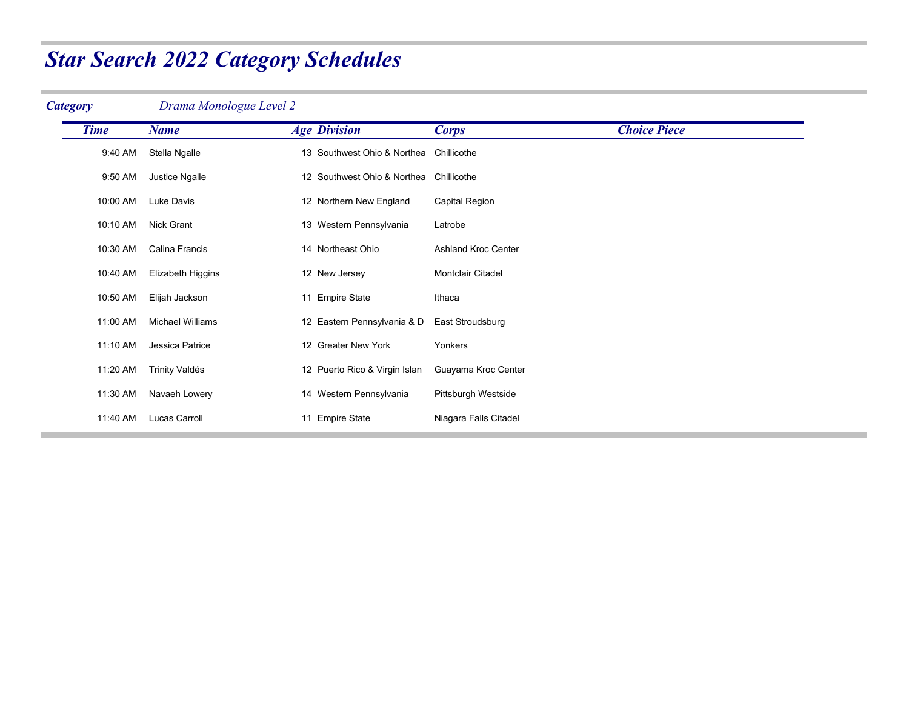# Star Search 2022 Category Schedules

***Category*** *Drama Monologue Level 2*

| Time | Name | Age | Division | Corps | Choice Piece |
|---|---|---|---|---|---|
| 9:40 AM | Stella Ngalle | 13 | Southwest Ohio & Northea | Chillicothe | |
| 9:50 AM | Justice Ngalle | 12 | Southwest Ohio & Northea | Chillicothe | |
| 10:00 AM | Luke Davis | 12 | Northern New England | Capital Region | |
| 10:10 AM | Nick Grant | 13 | Western Pennsylvania | Latrobe | |
| 10:30 AM | Calina Francis | 14 | Northeast Ohio | Ashland Kroc Center | |
| 10:40 AM | Elizabeth Higgins | 12 | New Jersey | Montclair Citadel | |
| 10:50 AM | Elijah Jackson | 11 | Empire State | Ithaca | |
| 11:00 AM | Michael Williams | 12 | Eastern Pennsylvania & D | East Stroudsburg | |
| 11:10 AM | Jessica Patrice | 12 | Greater New York | Yonkers | |
| 11:20 AM | Trinity Valdés | 12 | Puerto Rico & Virgin Islan | Guayama Kroc Center | |
| 11:30 AM | Navaeh Lowery | 14 | Western Pennsylvania | Pittsburgh Westside | |
| 11:40 AM | Lucas Carroll | 11 | Empire State | Niagara Falls Citadel | |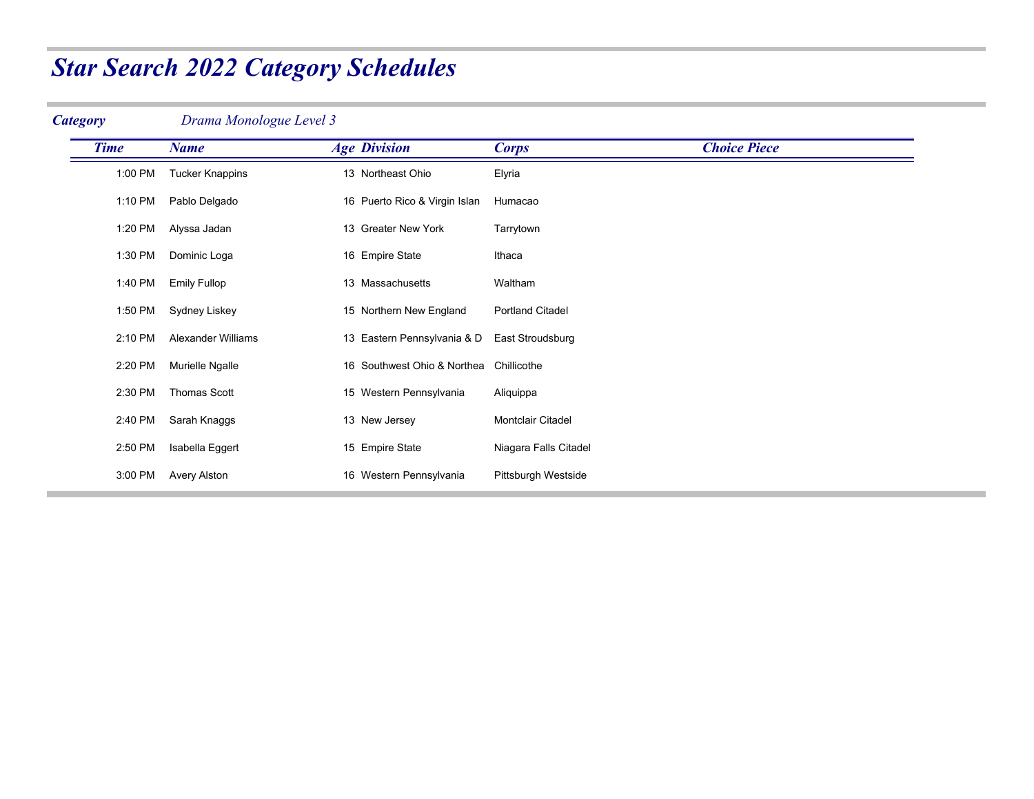# *Star Search 2022 Category Schedules*

***Category*** *Drama Monologue Level 3*

| *Time* | *Name* | *Age* | *Division* | *Corps* | *Choice Piece* |
|---|---|---|---|---|---|
| 1:00 PM | Tucker Knappins | 13 | Northeast Ohio | Elyria | |
| 1:10 PM | Pablo Delgado | 16 | Puerto Rico & Virgin Islan | Humacao | |
| 1:20 PM | Alyssa Jadan | 13 | Greater New York | Tarrytown | |
| 1:30 PM | Dominic Loga | 16 | Empire State | Ithaca | |
| 1:40 PM | Emily Fullop | 13 | Massachusetts | Waltham | |
| 1:50 PM | Sydney Liskey | 15 | Northern New England | Portland Citadel | |
| 2:10 PM | Alexander Williams | 13 | Eastern Pennsylvania & D | East Stroudsburg | |
| 2:20 PM | Murielle Ngalle | 16 | Southwest Ohio & Northea | Chillicothe | |
| 2:30 PM | Thomas Scott | 15 | Western Pennsylvania | Aliquippa | |
| 2:40 PM | Sarah Knaggs | 13 | New Jersey | Montclair Citadel | |
| 2:50 PM | Isabella Eggert | 15 | Empire State | Niagara Falls Citadel | |
| 3:00 PM | Avery Alston | 16 | Western Pennsylvania | Pittsburgh Westside | |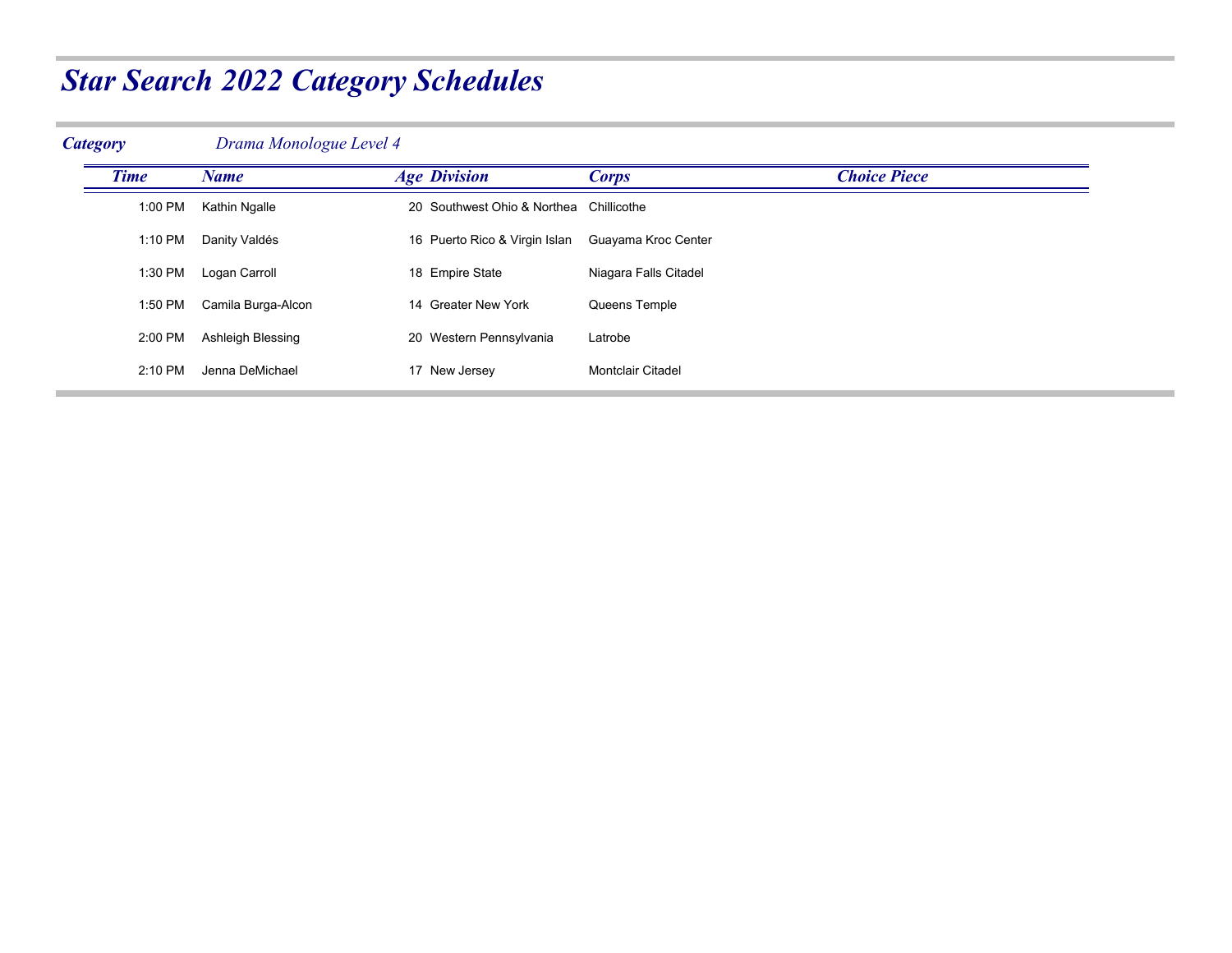# *Star Search 2022 Category Schedules*

***Category*** *Drama Monologue Level 4*

| *Time* | *Name* | *Age* | *Division* | *Corps* | *Choice Piece* |
|---|---|---|---|---|---|
| 1:00 PM | Kathin Ngalle | 20 | Southwest Ohio & Northea | Chillicothe | |
| 1:10 PM | Danity Valdés | 16 | Puerto Rico & Virgin Islan | Guayama Kroc Center | |
| 1:30 PM | Logan Carroll | 18 | Empire State | Niagara Falls Citadel | |
| 1:50 PM | Camila Burga-Alcon | 14 | Greater New York | Queens Temple | |
| 2:00 PM | Ashleigh Blessing | 20 | Western Pennsylvania | Latrobe | |
| 2:10 PM | Jenna DeMichael | 17 | New Jersey | Montclair Citadel | |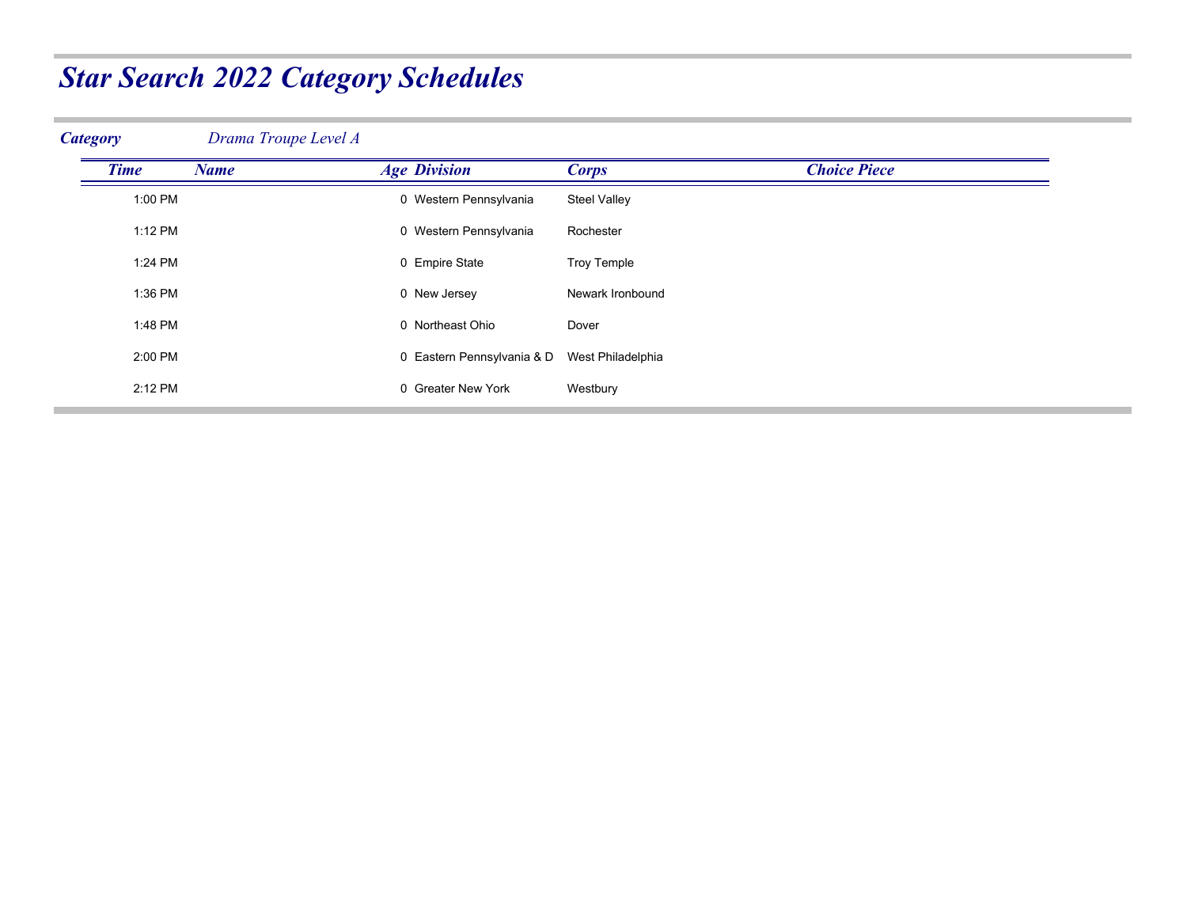# *Star Search 2022 Category Schedules*

***Category*** *Drama Troupe Level A*

| *Time* | *Name* | *Age* | *Division* | *Corps* | *Choice Piece* |
|---|---|---|---|---|---|
| 1:00 PM | | 0 | Western Pennsylvania | Steel Valley | |
| 1:12 PM | | 0 | Western Pennsylvania | Rochester | |
| 1:24 PM | | 0 | Empire State | Troy Temple | |
| 1:36 PM | | 0 | New Jersey | Newark Ironbound | |
| 1:48 PM | | 0 | Northeast Ohio | Dover | |
| 2:00 PM | | 0 | Eastern Pennsylvania & D | West Philadelphia | |
| 2:12 PM | | 0 | Greater New York | Westbury | |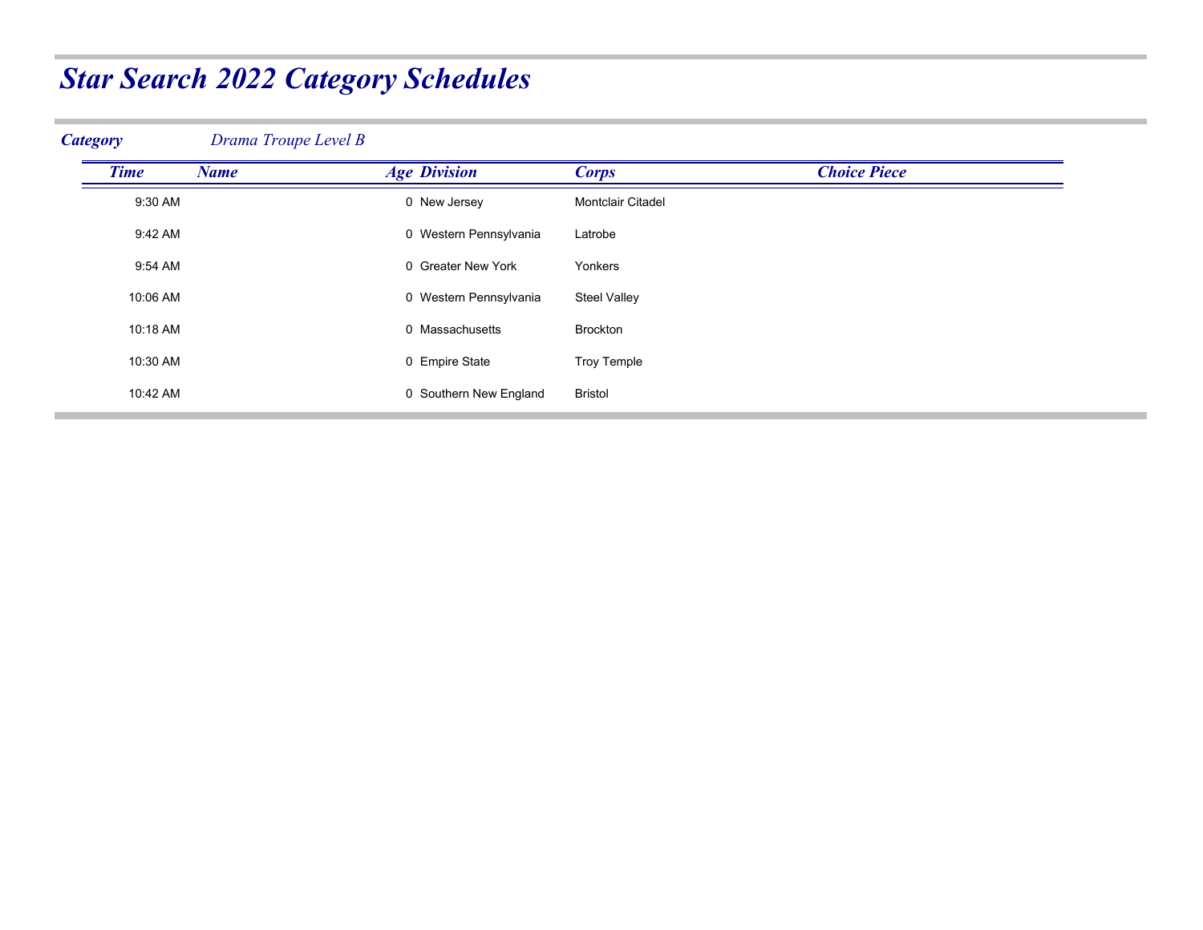# *Star Search 2022 Category Schedules*

***Category*** *Drama Troupe Level B*

| *Time* | *Name* | *Age* | *Division* | *Corps* | *Choice Piece* |
|---|---|---|---|---|---|
| 9:30 AM | | 0 | New Jersey | Montclair Citadel | |
| 9:42 AM | | 0 | Western Pennsylvania | Latrobe | |
| 9:54 AM | | 0 | Greater New York | Yonkers | |
| 10:06 AM | | 0 | Western Pennsylvania | Steel Valley | |
| 10:18 AM | | 0 | Massachusetts | Brockton | |
| 10:30 AM | | 0 | Empire State | Troy Temple | |
| 10:42 AM | | 0 | Southern New England | Bristol | |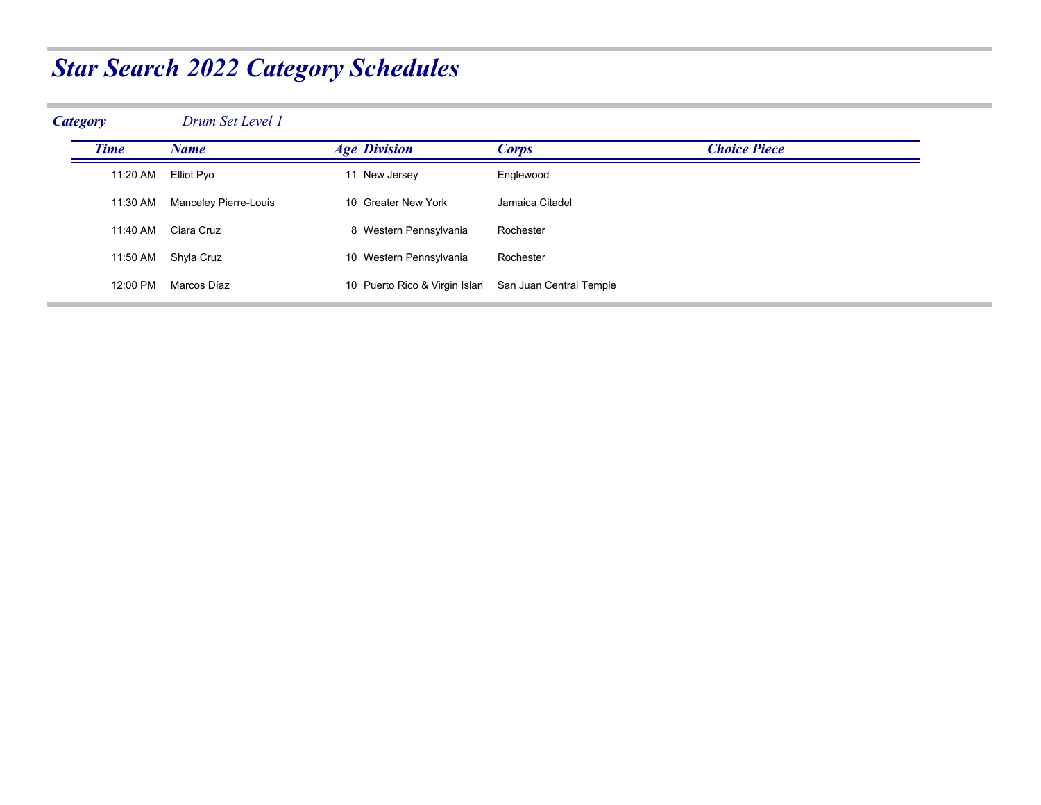# *Star Search 2022 Category Schedules*

***Category*** *Drum Set Level 1*

| *Time* | *Name* | *Age* | *Division* | *Corps* | *Choice Piece* |
|---|---|---|---|---|---|
| 11:20 AM | Elliot Pyo | 11 | New Jersey | Englewood | |
| 11:30 AM | Manceley Pierre-Louis | 10 | Greater New York | Jamaica Citadel | |
| 11:40 AM | Ciara Cruz | 8 | Western Pennsylvania | Rochester | |
| 11:50 AM | Shyla Cruz | 10 | Western Pennsylvania | Rochester | |
| 12:00 PM | Marcos Díaz | 10 | Puerto Rico & Virgin Islan | San Juan Central Temple | |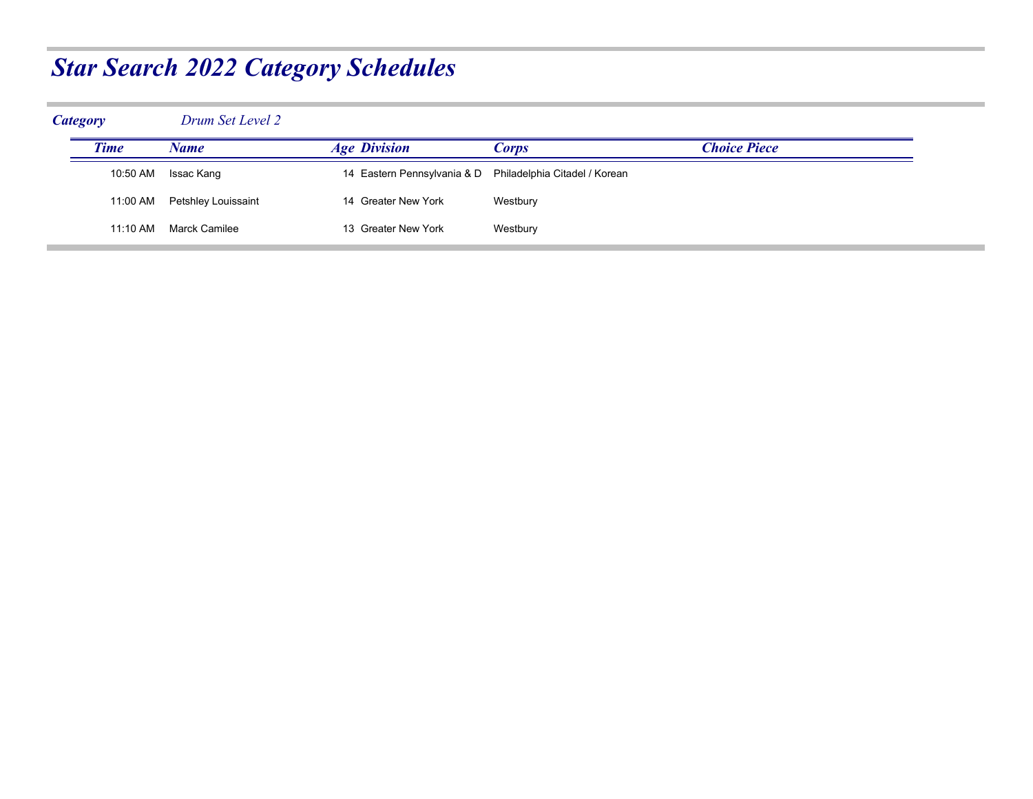# *Star Search 2022 Category Schedules*

***Category*** *Drum Set Level 2*

| *Time* | *Name* | *Age* | *Division* | *Corps* | *Choice Piece* |
|---|---|---|---|---|---|
| 10:50 AM | Issac Kang | 14 | Eastern Pennsylvania & D | Philadelphia Citadel / Korean | |
| 11:00 AM | Petshley Louissaint | 14 | Greater New York | Westbury | |
| 11:10 AM | Marck Camilee | 13 | Greater New York | Westbury | |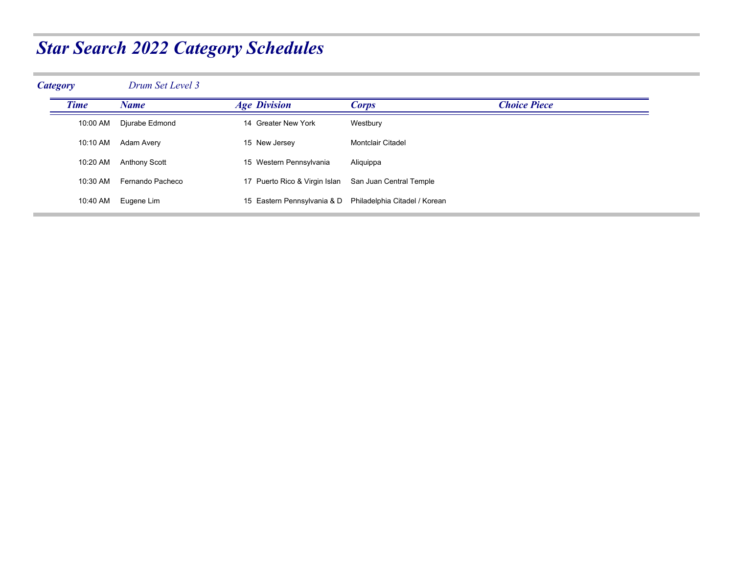# Star Search 2022 Category Schedules

***Category*** *Drum Set Level 3*

| Time | Name | Age | Division | Corps | Choice Piece |
|---|---|---|---|---|---|
| 10:00 AM | Djurabe Edmond | 14 | Greater New York | Westbury | |
| 10:10 AM | Adam Avery | 15 | New Jersey | Montclair Citadel | |
| 10:20 AM | Anthony Scott | 15 | Western Pennsylvania | Aliquippa | |
| 10:30 AM | Fernando Pacheco | 17 | Puerto Rico & Virgin Islan | San Juan Central Temple | |
| 10:40 AM | Eugene Lim | 15 | Eastern Pennsylvania & D | Philadelphia Citadel / Korean | |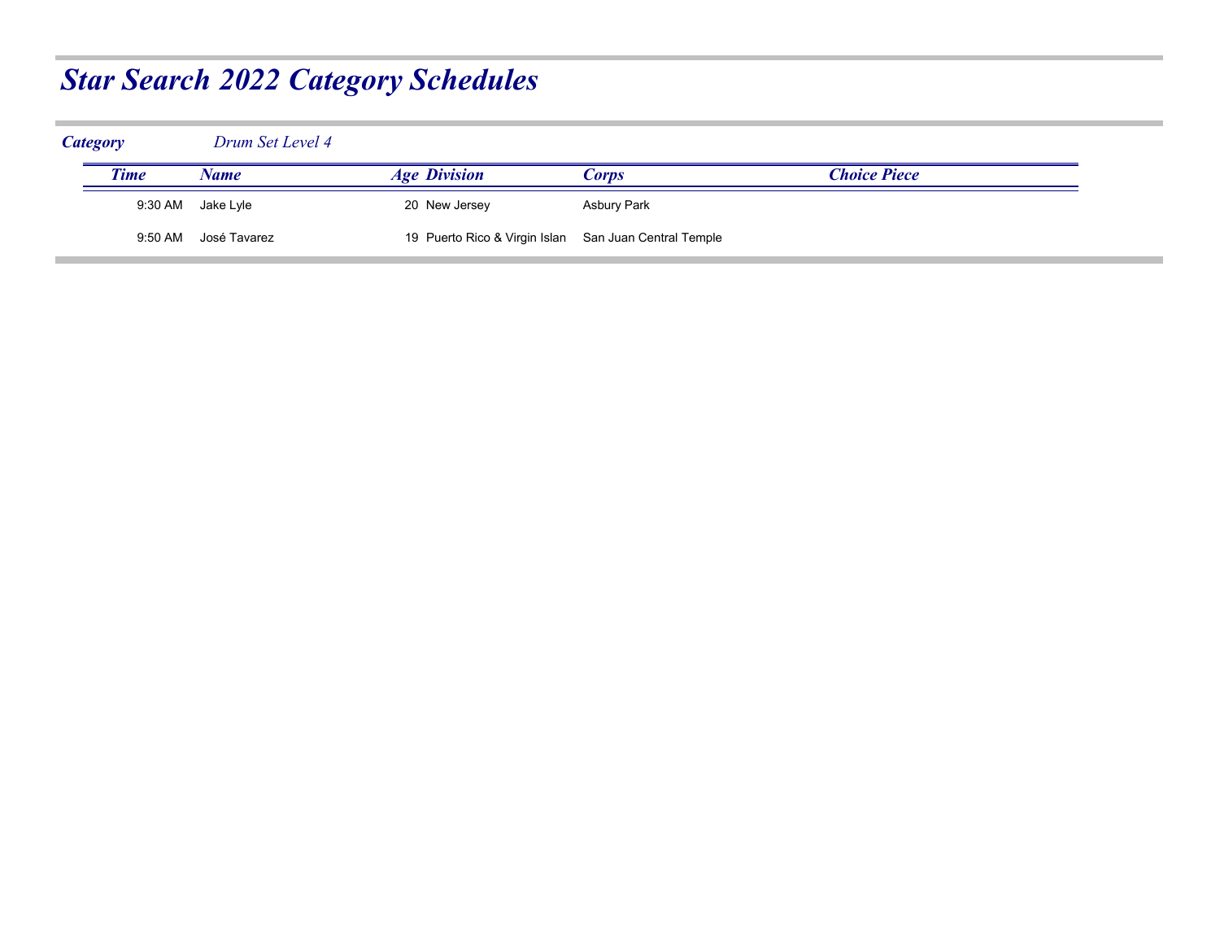# Star Search 2022 Category Schedules

***Category*** *Drum Set Level 4*

| Time | Name | Age | Division | Corps | Choice Piece |
|---|---|---|---|---|---|
| 9:30 AM | Jake Lyle | 20 | New Jersey | Asbury Park | |
| 9:50 AM | José Tavarez | 19 | Puerto Rico & Virgin Islan | San Juan Central Temple | |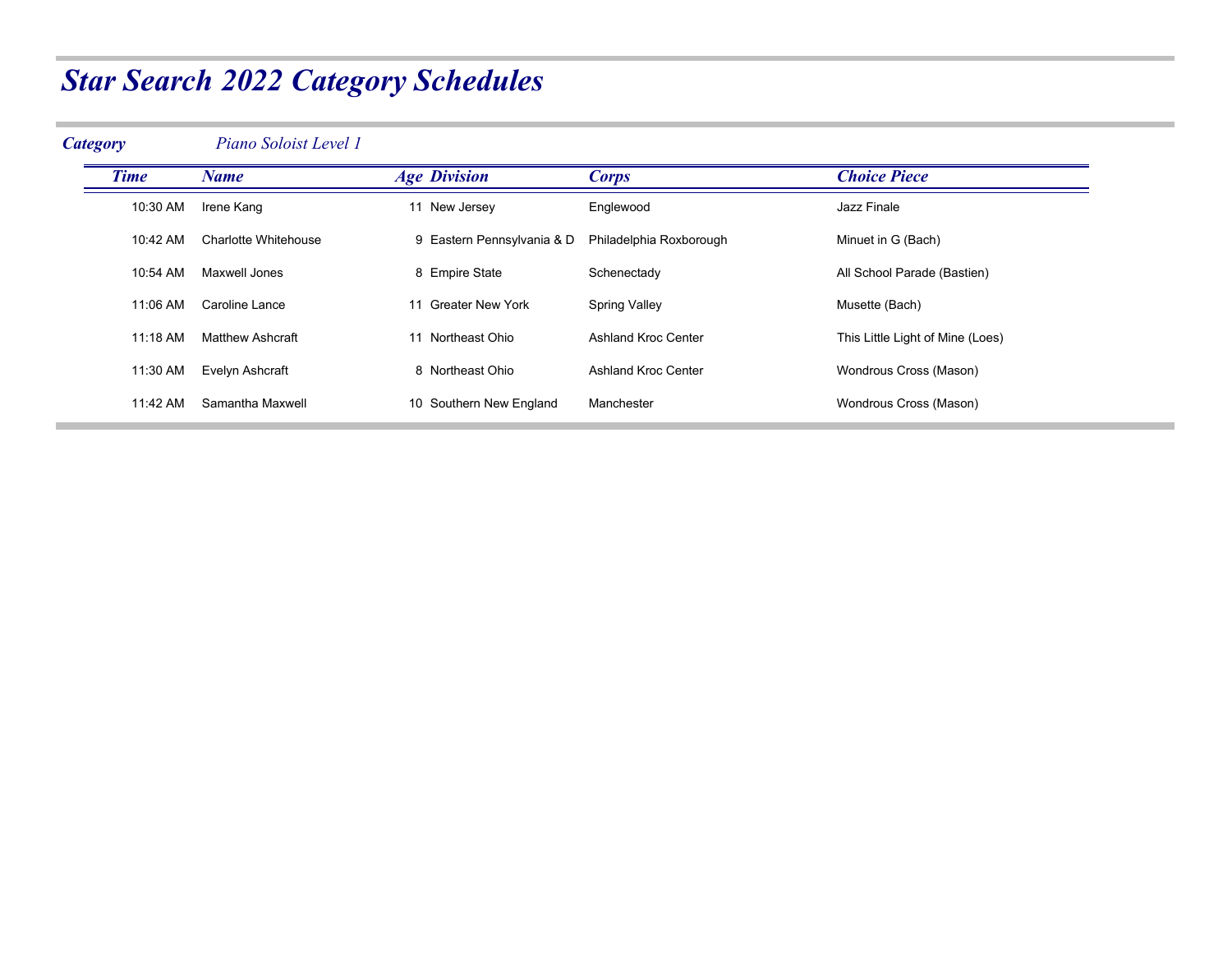# *Star Search 2022 Category Schedules*

***Category*** *Piano Soloist Level 1*

| *Time* | *Name* | *Age* | *Division* | *Corps* | *Choice Piece* |
|---|---|---|---|---|---|
| 10:30 AM | Irene Kang | 11 | New Jersey | Englewood | Jazz Finale |
| 10:42 AM | Charlotte Whitehouse | 9 | Eastern Pennsylvania & D | Philadelphia Roxborough | Minuet in G (Bach) |
| 10:54 AM | Maxwell Jones | 8 | Empire State | Schenectady | All School Parade (Bastien) |
| 11:06 AM | Caroline Lance | 11 | Greater New York | Spring Valley | Musette (Bach) |
| 11:18 AM | Matthew Ashcraft | 11 | Northeast Ohio | Ashland Kroc Center | This Little Light of Mine (Loes) |
| 11:30 AM | Evelyn Ashcraft | 8 | Northeast Ohio | Ashland Kroc Center | Wondrous Cross (Mason) |
| 11:42 AM | Samantha Maxwell | 10 | Southern New England | Manchester | Wondrous Cross (Mason) |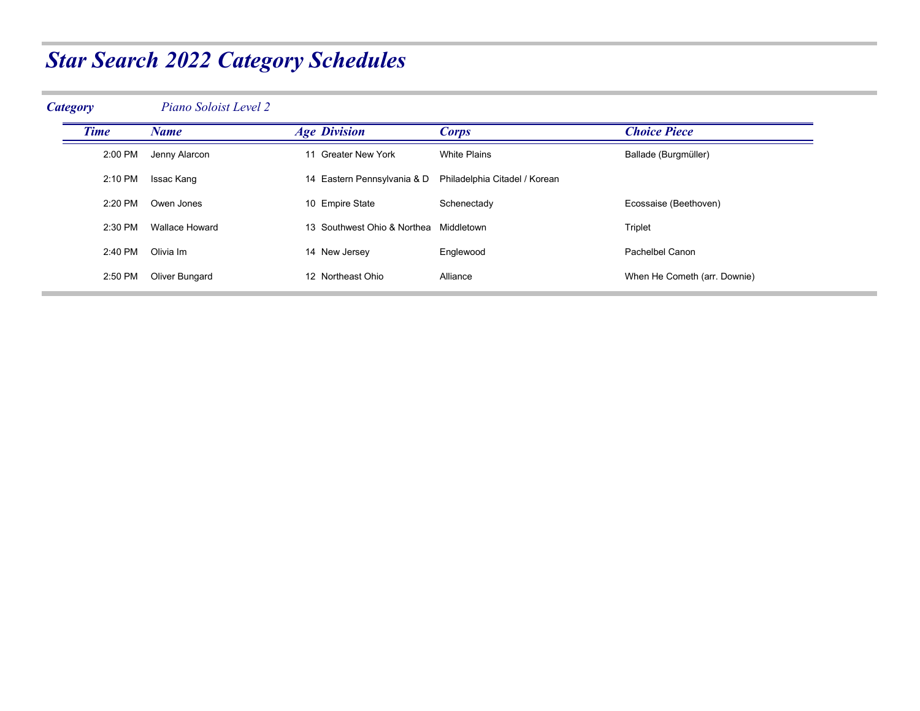# Star Search 2022 Category Schedules

***Category*** *Piano Soloist Level 2*

| Time | Name | Age | Division | Corps | Choice Piece |
|---|---|---|---|---|---|
| 2:00 PM | Jenny Alarcon | 11 | Greater New York | White Plains | Ballade (Burgmüller) |
| 2:10 PM | Issac Kang | 14 | Eastern Pennsylvania & D | Philadelphia Citadel / Korean | |
| 2:20 PM | Owen Jones | 10 | Empire State | Schenectady | Ecossaise (Beethoven) |
| 2:30 PM | Wallace Howard | 13 | Southwest Ohio & Northea | Middletown | Triplet |
| 2:40 PM | Olivia Im | 14 | New Jersey | Englewood | Pachelbel Canon |
| 2:50 PM | Oliver Bungard | 12 | Northeast Ohio | Alliance | When He Cometh (arr. Downie) |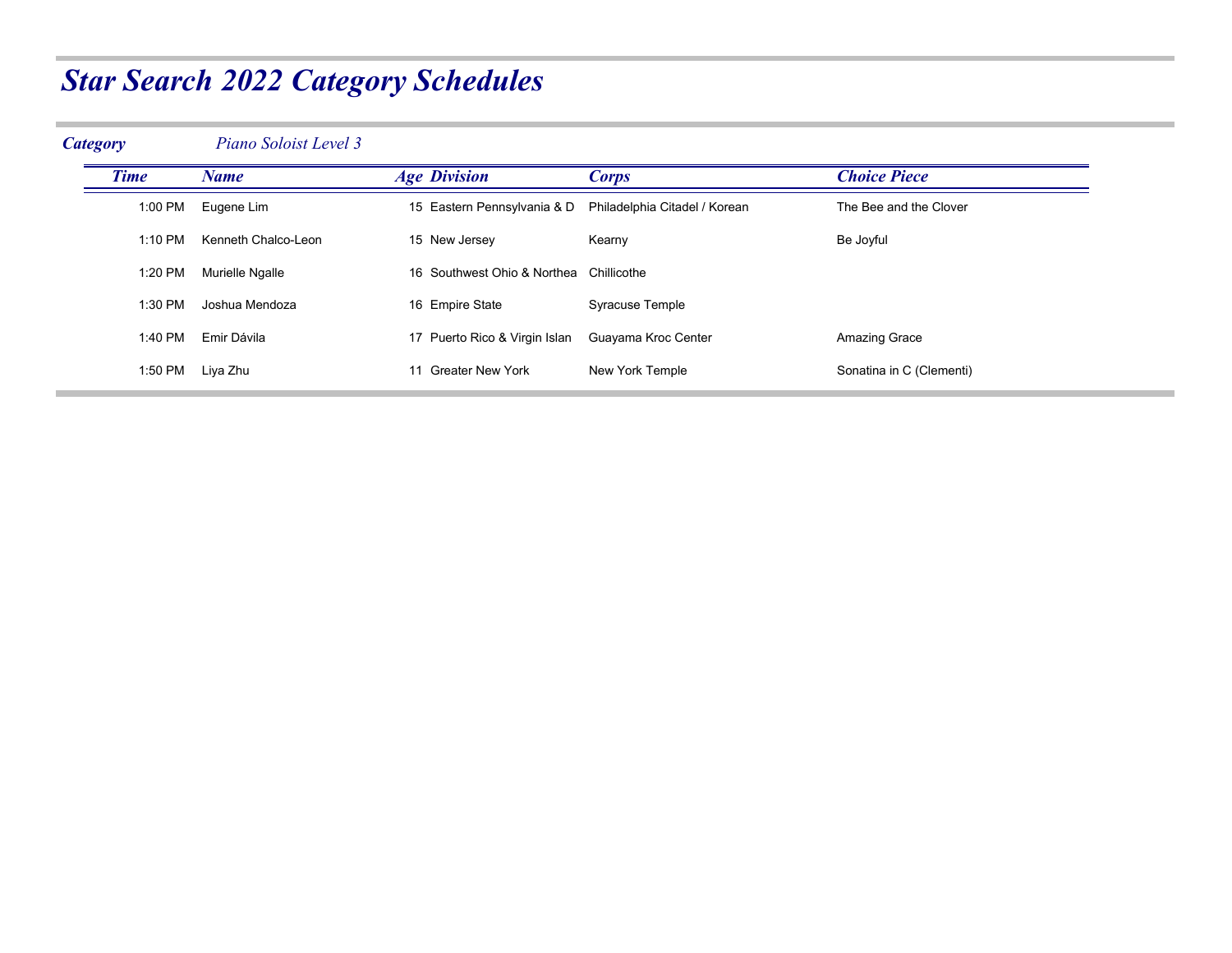# Star Search 2022 Category Schedules

***Category*** *Piano Soloist Level 3*

| Time | Name | Age | Division | Corps | Choice Piece |
|---|---|---|---|---|---|
| 1:00 PM | Eugene Lim | 15 | Eastern Pennsylvania & D | Philadelphia Citadel / Korean | The Bee and the Clover |
| 1:10 PM | Kenneth Chalco-Leon | 15 | New Jersey | Kearny | Be Joyful |
| 1:20 PM | Murielle Ngalle | 16 | Southwest Ohio & Northea | Chillicothe | |
| 1:30 PM | Joshua Mendoza | 16 | Empire State | Syracuse Temple | |
| 1:40 PM | Emir Dávila | 17 | Puerto Rico & Virgin Islan | Guayama Kroc Center | Amazing Grace |
| 1:50 PM | Liya Zhu | 11 | Greater New York | New York Temple | Sonatina in C (Clementi) |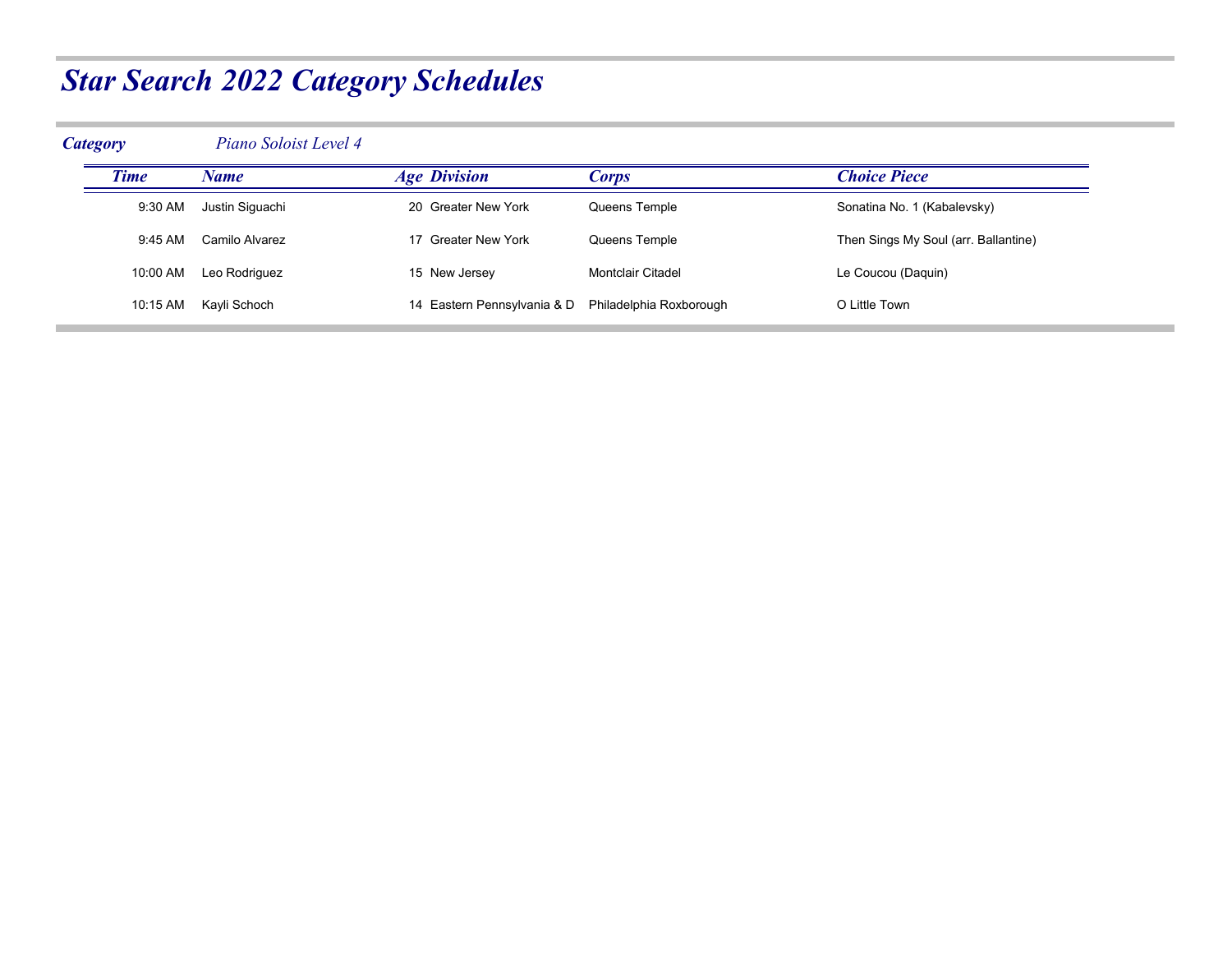# *Star Search 2022 Category Schedules*

***Category*** *Piano Soloist Level 4*

| *Time* | *Name* | *Age* | *Division* | *Corps* | *Choice Piece* |
|---|---|---|---|---|---|
| 9:30 AM | Justin Siguachi | 20 | Greater New York | Queens Temple | Sonatina No. 1 (Kabalevsky) |
| 9:45 AM | Camilo Alvarez | 17 | Greater New York | Queens Temple | Then Sings My Soul (arr. Ballantine) |
| 10:00 AM | Leo Rodriguez | 15 | New Jersey | Montclair Citadel | Le Coucou (Daquin) |
| 10:15 AM | Kayli Schoch | 14 | Eastern Pennsylvania & D | Philadelphia Roxborough | O Little Town |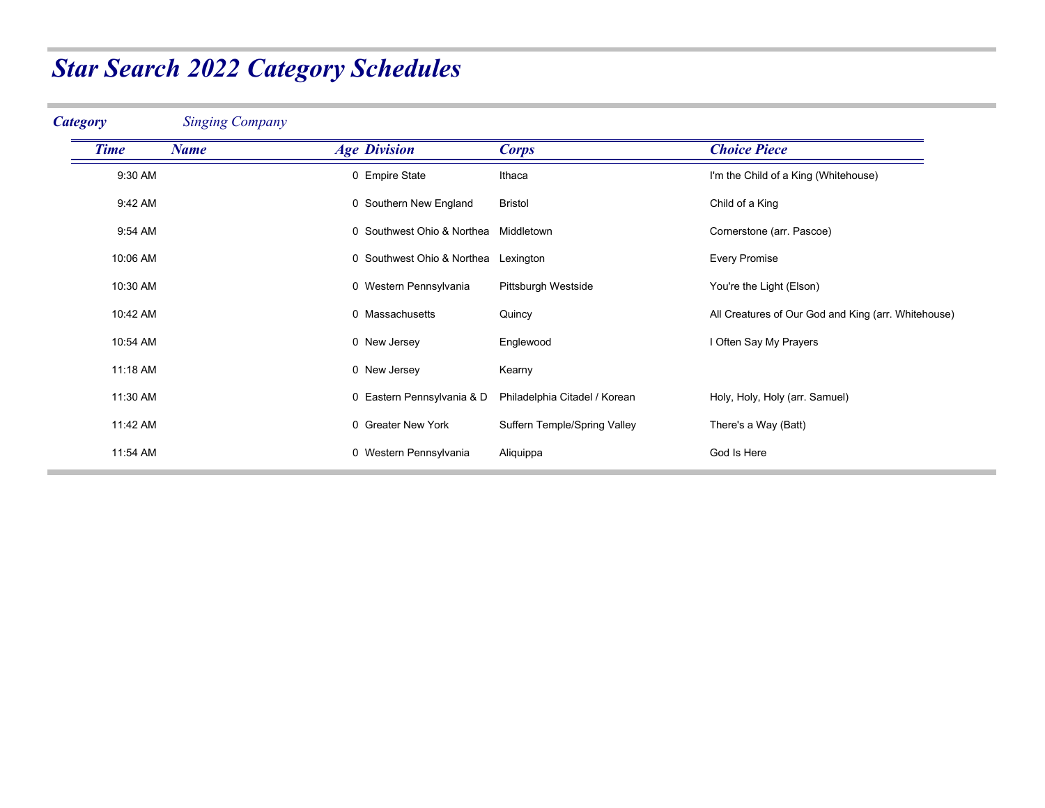# Star Search 2022 Category Schedules

***Category*** *Singing Company*

| Time | Name | Age | Division | Corps | Choice Piece |
|---|---|---|---|---|---|
| 9:30 AM | | 0 | Empire State | Ithaca | I'm the Child of a King (Whitehouse) |
| 9:42 AM | | 0 | Southern New England | Bristol | Child of a King |
| 9:54 AM | | 0 | Southwest Ohio & Northea | Middletown | Cornerstone (arr. Pascoe) |
| 10:06 AM | | 0 | Southwest Ohio & Northea | Lexington | Every Promise |
| 10:30 AM | | 0 | Western Pennsylvania | Pittsburgh Westside | You're the Light (Elson) |
| 10:42 AM | | 0 | Massachusetts | Quincy | All Creatures of Our God and King (arr. Whitehouse) |
| 10:54 AM | | 0 | New Jersey | Englewood | I Often Say My Prayers |
| 11:18 AM | | 0 | New Jersey | Kearny | |
| 11:30 AM | | 0 | Eastern Pennsylvania & D | Philadelphia Citadel / Korean | Holy, Holy, Holy (arr. Samuel) |
| 11:42 AM | | 0 | Greater New York | Suffern Temple/Spring Valley | There's a Way (Batt) |
| 11:54 AM | | 0 | Western Pennsylvania | Aliquippa | God Is Here |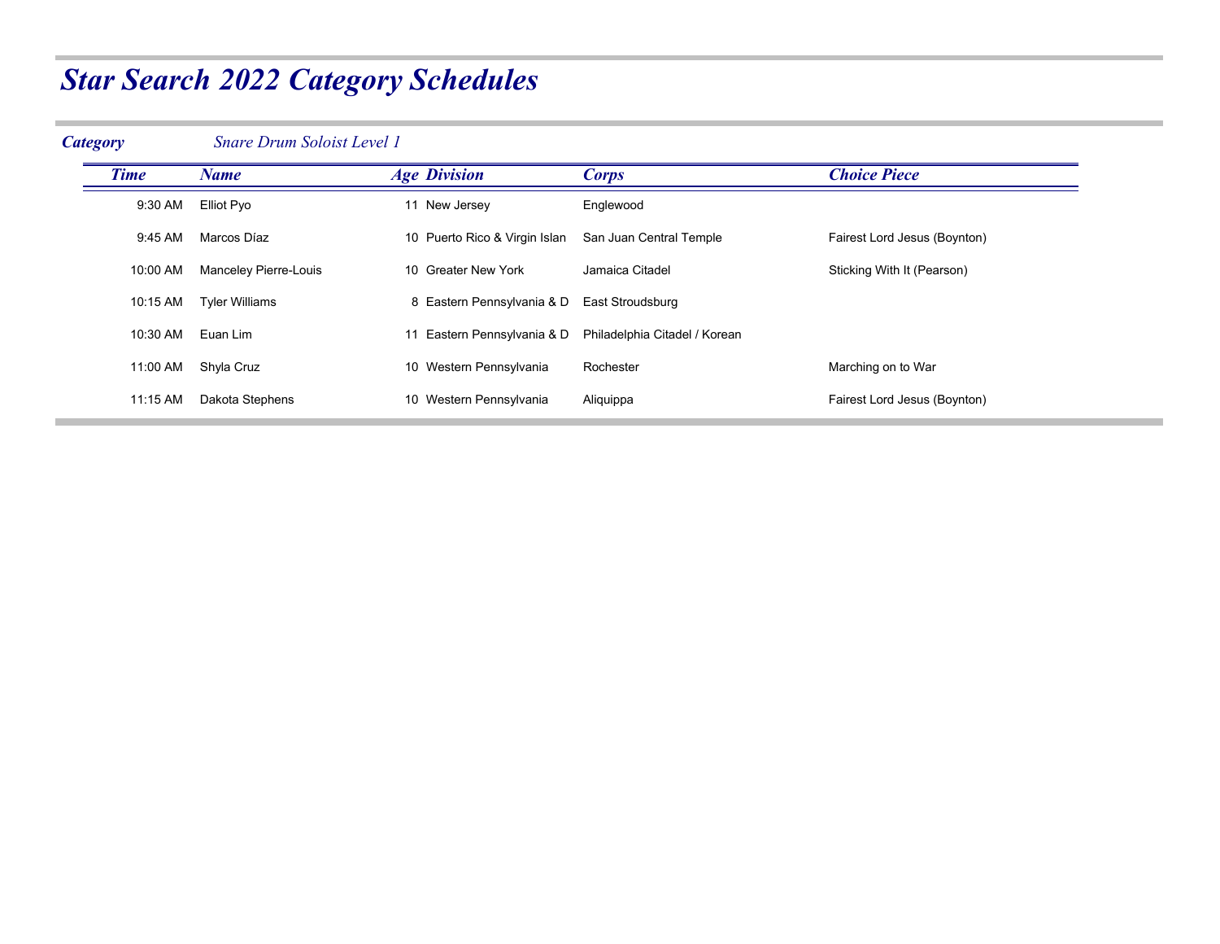# *Star Search 2022 Category Schedules*

***Category*** *Snare Drum Soloist Level 1*

| *Time* | *Name* | *Age* | *Division* | *Corps* | *Choice Piece* |
|---|---|---|---|---|---|
| 9:30 AM | Elliot Pyo | 11 | New Jersey | Englewood | |
| 9:45 AM | Marcos Díaz | 10 | Puerto Rico & Virgin Islan | San Juan Central Temple | Fairest Lord Jesus (Boynton) |
| 10:00 AM | Manceley Pierre-Louis | 10 | Greater New York | Jamaica Citadel | Sticking With It (Pearson) |
| 10:15 AM | Tyler Williams | 8 | Eastern Pennsylvania & D | East Stroudsburg | |
| 10:30 AM | Euan Lim | 11 | Eastern Pennsylvania & D | Philadelphia Citadel / Korean | |
| 11:00 AM | Shyla Cruz | 10 | Western Pennsylvania | Rochester | Marching on to War |
| 11:15 AM | Dakota Stephens | 10 | Western Pennsylvania | Aliquippa | Fairest Lord Jesus (Boynton) |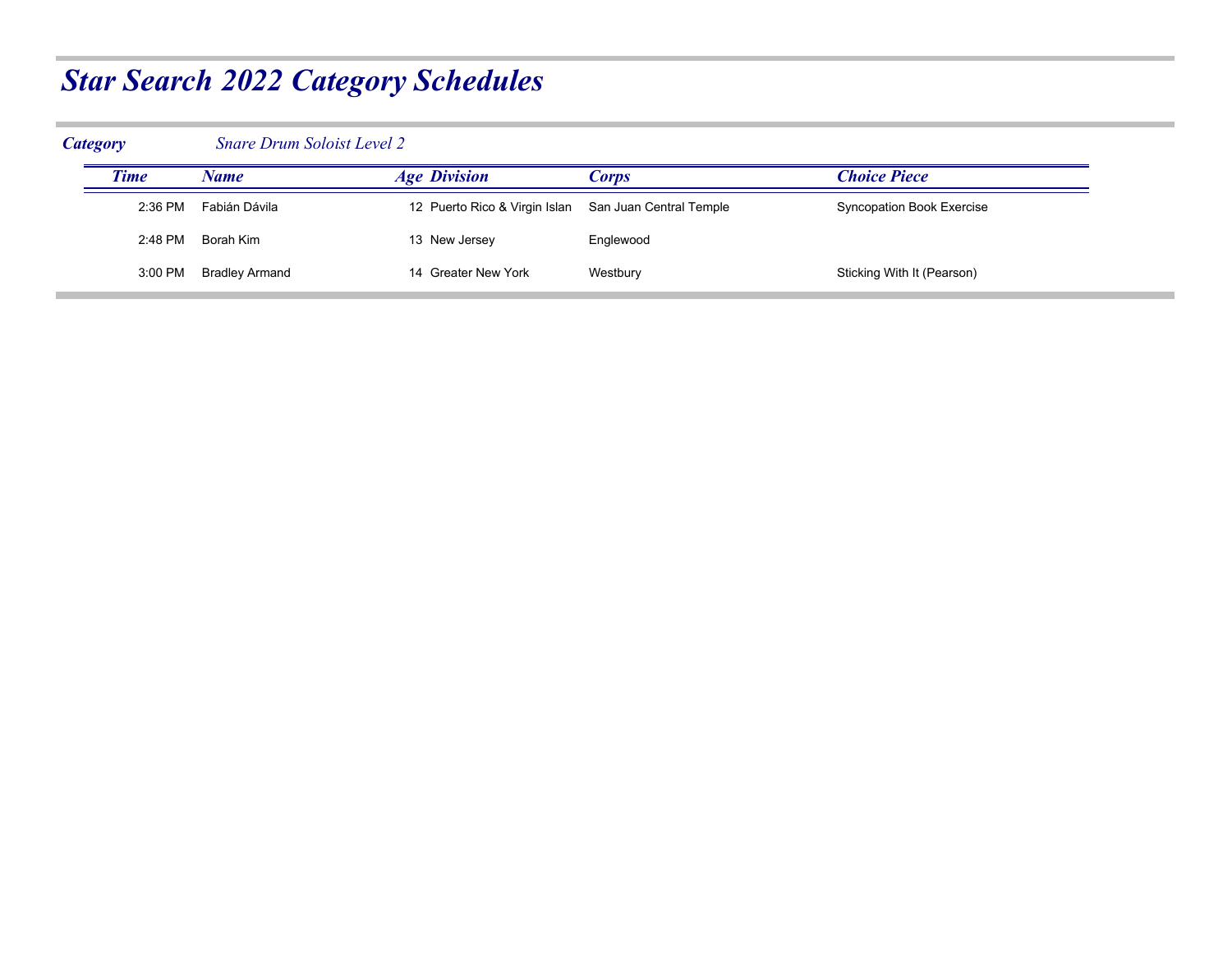# Star Search 2022 Category Schedules

**Category** *Snare Drum Soloist Level 2*

| Time | Name | Age | Division | Corps | Choice Piece |
|---|---|---|---|---|---|
| 2:36 PM | Fabián Dávila | 12 | Puerto Rico & Virgin Islan | San Juan Central Temple | Syncopation Book Exercise |
| 2:48 PM | Borah Kim | 13 | New Jersey | Englewood | |
| 3:00 PM | Bradley Armand | 14 | Greater New York | Westbury | Sticking With It (Pearson) |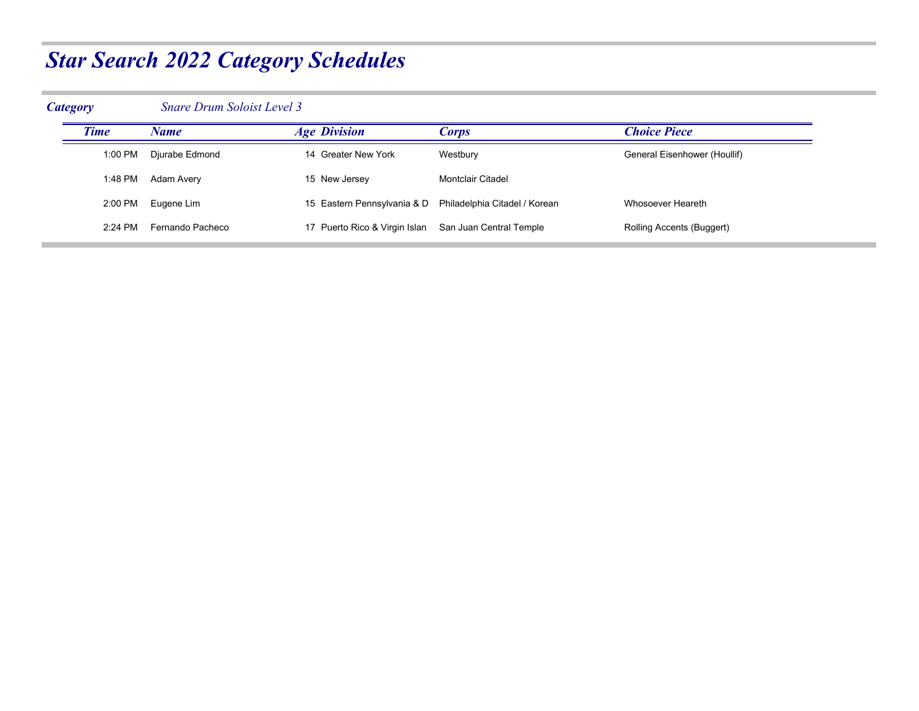# *Star Search 2022 Category Schedules*

***Category*** *Snare Drum Soloist Level 3*

| *Time* | *Name* | *Age* | *Division* | *Corps* | *Choice Piece* |
|---|---|---|---|---|---|
| 1:00 PM | Djurabe Edmond | 14 | Greater New York | Westbury | General Eisenhower (Houllif) |
| 1:48 PM | Adam Avery | 15 | New Jersey | Montclair Citadel | |
| 2:00 PM | Eugene Lim | 15 | Eastern Pennsylvania & D | Philadelphia Citadel / Korean | Whosoever Heareth |
| 2:24 PM | Fernando Pacheco | 17 | Puerto Rico & Virgin Islan | San Juan Central Temple | Rolling Accents (Buggert) |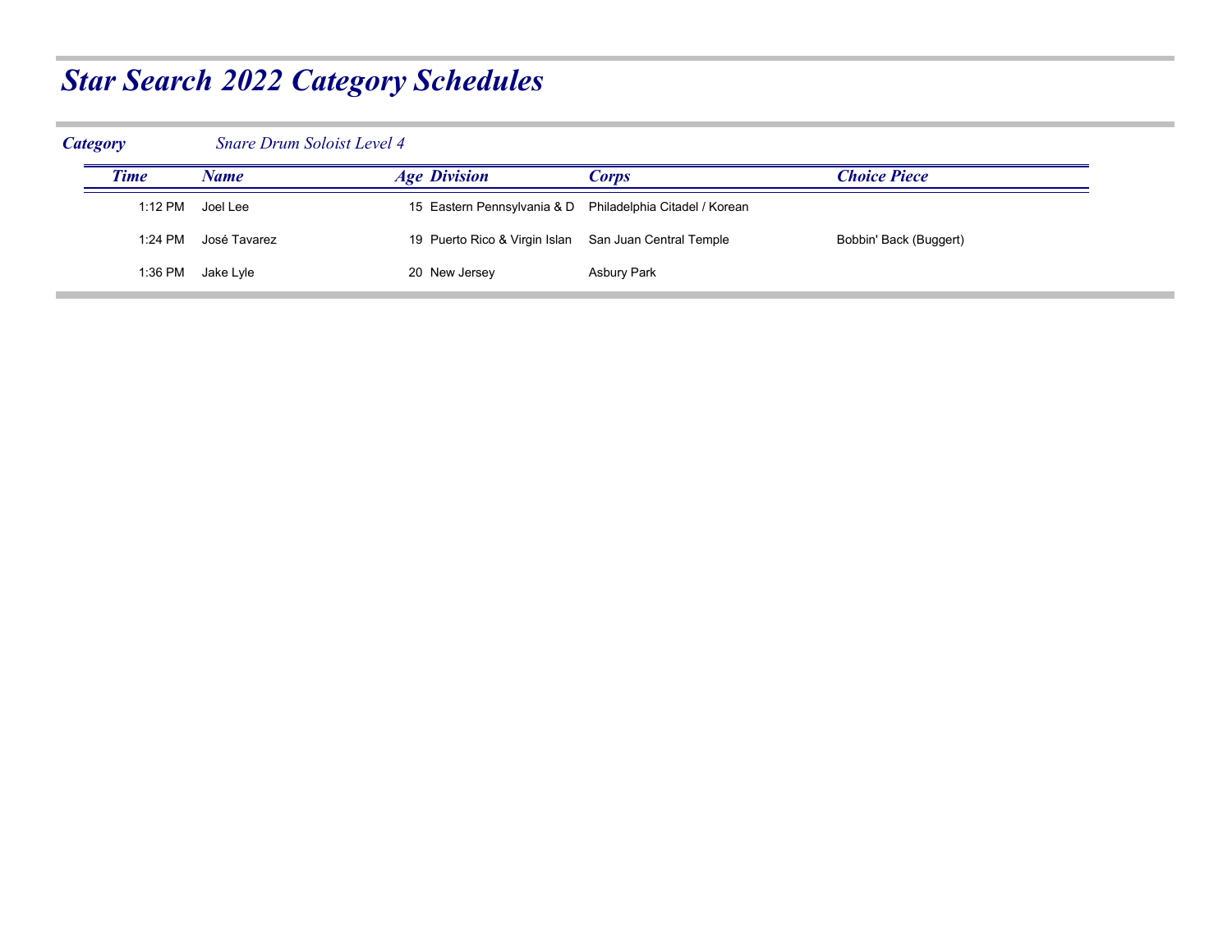# *Star Search 2022 Category Schedules*

***Category*** *Snare Drum Soloist Level 4*

| Time | Name | Age | Division | Corps | Choice Piece |
|---|---|---|---|---|---|
| 1:12 PM | Joel Lee | 15 | Eastern Pennsylvania & D | Philadelphia Citadel / Korean | |
| 1:24 PM | José Tavarez | 19 | Puerto Rico & Virgin Islan | San Juan Central Temple | Bobbin' Back (Buggert) |
| 1:36 PM | Jake Lyle | 20 | New Jersey | Asbury Park | |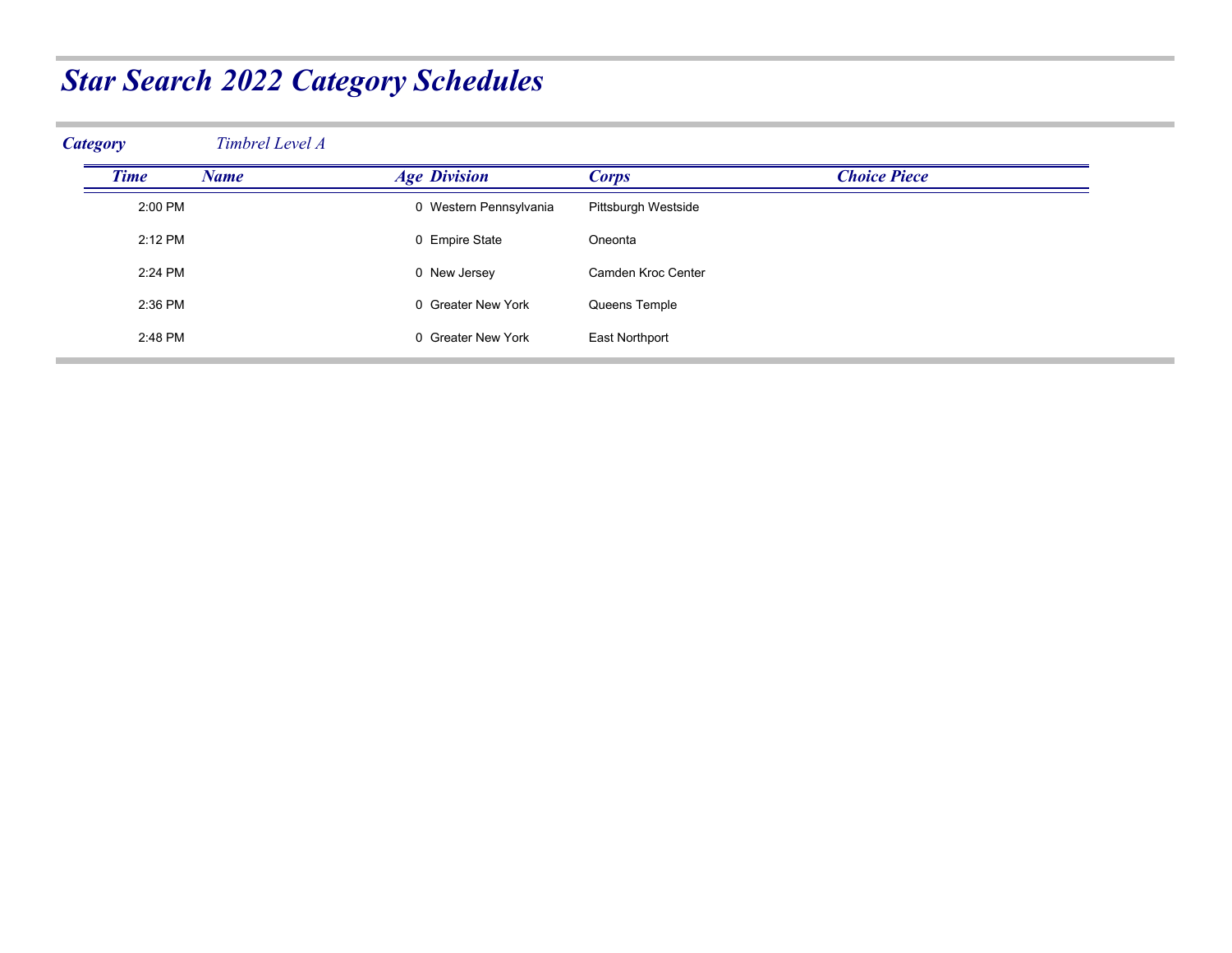# *Star Search 2022 Category Schedules*

***Category*** *Timbrel Level A*

| *Time* | *Name* | *Age* | *Division* | *Corps* | *Choice Piece* |
|---|---|---|---|---|---|
| 2:00 PM | | 0 | Western Pennsylvania | Pittsburgh Westside | |
| 2:12 PM | | 0 | Empire State | Oneonta | |
| 2:24 PM | | 0 | New Jersey | Camden Kroc Center | |
| 2:36 PM | | 0 | Greater New York | Queens Temple | |
| 2:48 PM | | 0 | Greater New York | East Northport | |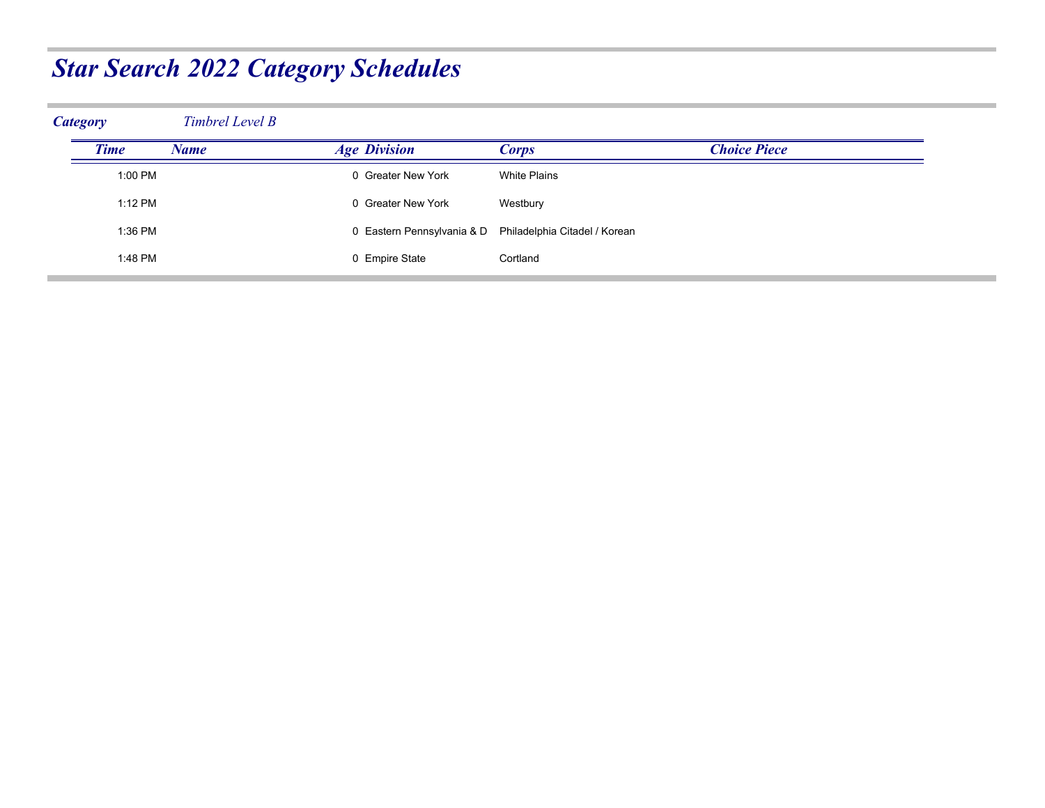# *Star Search 2022 Category Schedules*

***Category*** *Timbrel Level B*

| *Time* | *Name* | *Age* | *Division* | *Corps* | *Choice Piece* |
|---|---|---|---|---|---|
| 1:00 PM | | 0 | Greater New York | White Plains | |
| 1:12 PM | | 0 | Greater New York | Westbury | |
| 1:36 PM | | 0 | Eastern Pennsylvania & D | Philadelphia Citadel / Korean | |
| 1:48 PM | | 0 | Empire State | Cortland | |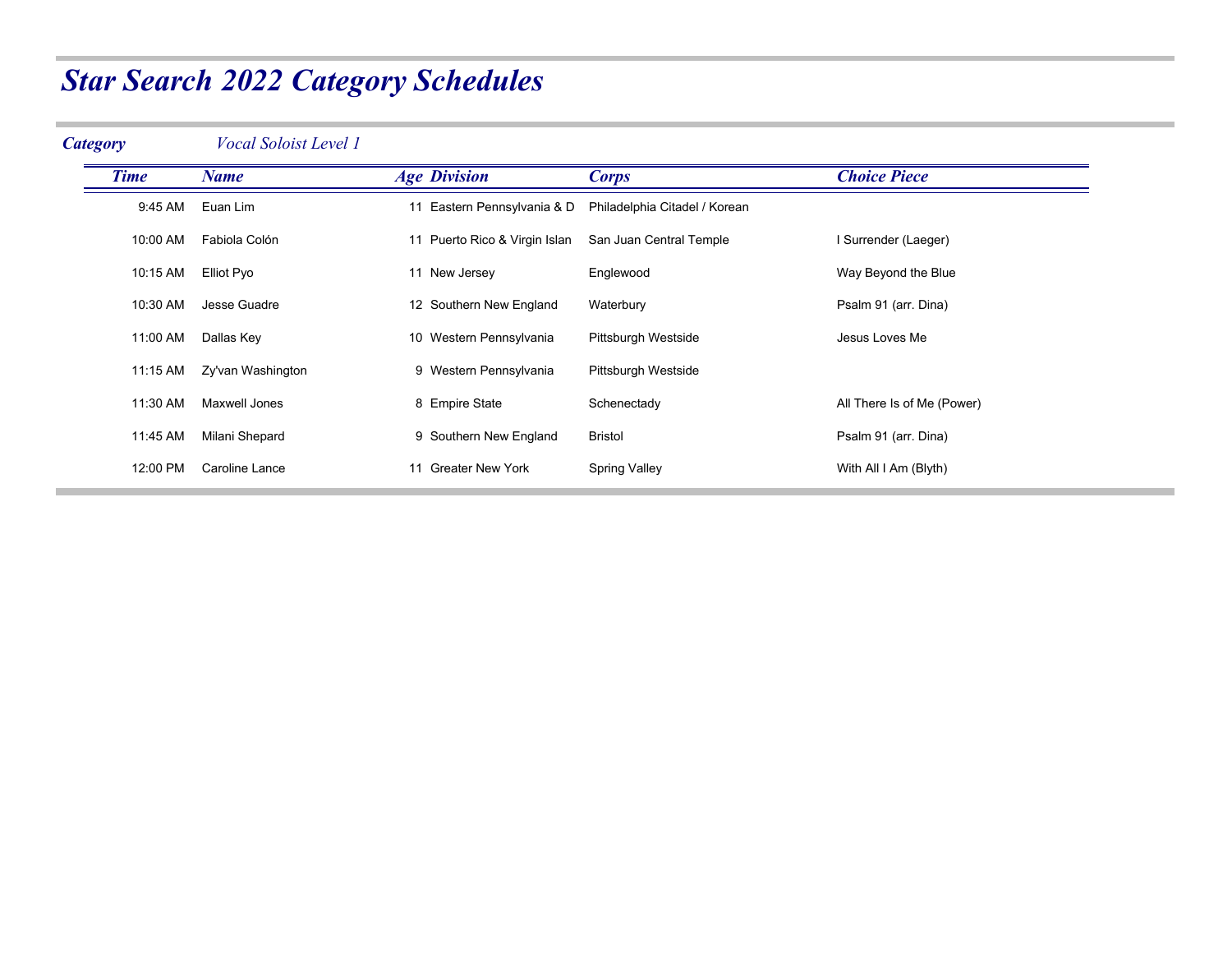# *Star Search 2022 Category Schedules*

***Category*** *Vocal Soloist Level 1*

| *Time* | *Name* | *Age* | *Division* | *Corps* | *Choice Piece* |
|---|---|---|---|---|---|
| 9:45 AM | Euan Lim | 11 | Eastern Pennsylvania & D | Philadelphia Citadel / Korean | |
| 10:00 AM | Fabiola Colón | 11 | Puerto Rico & Virgin Islan | San Juan Central Temple | I Surrender (Laeger) |
| 10:15 AM | Elliot Pyo | 11 | New Jersey | Englewood | Way Beyond the Blue |
| 10:30 AM | Jesse Guadre | 12 | Southern New England | Waterbury | Psalm 91 (arr. Dina) |
| 11:00 AM | Dallas Key | 10 | Western Pennsylvania | Pittsburgh Westside | Jesus Loves Me |
| 11:15 AM | Zy'van Washington | 9 | Western Pennsylvania | Pittsburgh Westside | |
| 11:30 AM | Maxwell Jones | 8 | Empire State | Schenectady | All There Is of Me (Power) |
| 11:45 AM | Milani Shepard | 9 | Southern New England | Bristol | Psalm 91 (arr. Dina) |
| 12:00 PM | Caroline Lance | 11 | Greater New York | Spring Valley | With All I Am (Blyth) |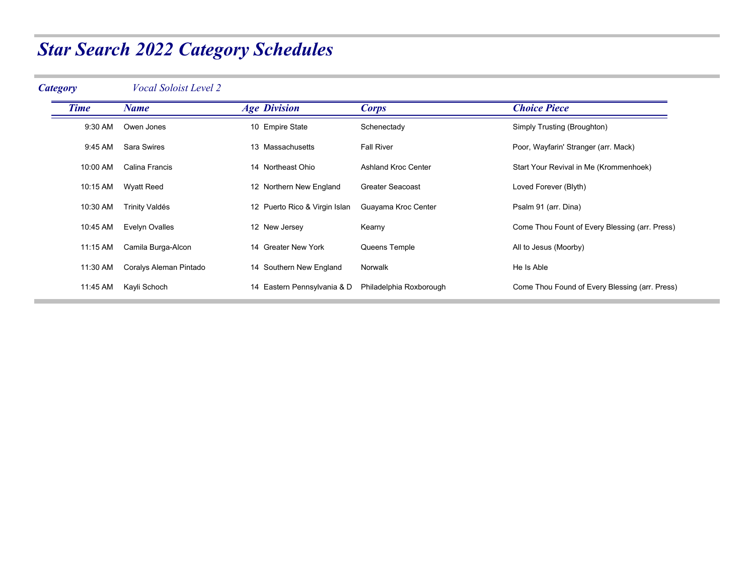# Star Search 2022 Category Schedules

***Category*** *Vocal Soloist Level 2*

| Time | Name | Age | Division | Corps | Choice Piece |
|---|---|---|---|---|---|
| 9:30 AM | Owen Jones | 10 | Empire State | Schenectady | Simply Trusting (Broughton) |
| 9:45 AM | Sara Swires | 13 | Massachusetts | Fall River | Poor, Wayfarin' Stranger (arr. Mack) |
| 10:00 AM | Calina Francis | 14 | Northeast Ohio | Ashland Kroc Center | Start Your Revival in Me (Krommenhoek) |
| 10:15 AM | Wyatt Reed | 12 | Northern New England | Greater Seacoast | Loved Forever (Blyth) |
| 10:30 AM | Trinity Valdés | 12 | Puerto Rico & Virgin Islan | Guayama Kroc Center | Psalm 91 (arr. Dina) |
| 10:45 AM | Evelyn Ovalles | 12 | New Jersey | Kearny | Come Thou Fount of Every Blessing (arr. Press) |
| 11:15 AM | Camila Burga-Alcon | 14 | Greater New York | Queens Temple | All to Jesus (Moorby) |
| 11:30 AM | Coralys Aleman Pintado | 14 | Southern New England | Norwalk | He Is Able |
| 11:45 AM | Kayli Schoch | 14 | Eastern Pennsylvania & D | Philadelphia Roxborough | Come Thou Found of Every Blessing (arr. Press) |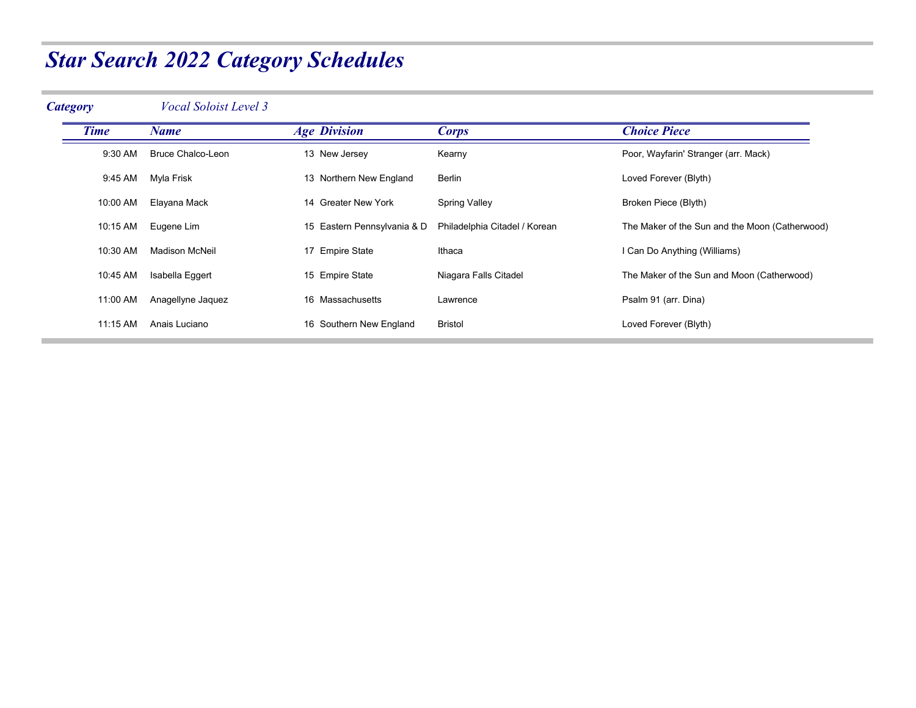# Star Search 2022 Category Schedules

**Category** *Vocal Soloist Level 3*

| Time | Name | Age | Division | Corps | Choice Piece |
|---|---|---|---|---|---|
| 9:30 AM | Bruce Chalco-Leon | 13 | New Jersey | Kearny | Poor, Wayfarin' Stranger (arr. Mack) |
| 9:45 AM | Myla Frisk | 13 | Northern New England | Berlin | Loved Forever (Blyth) |
| 10:00 AM | Elayana Mack | 14 | Greater New York | Spring Valley | Broken Piece (Blyth) |
| 10:15 AM | Eugene Lim | 15 | Eastern Pennsylvania & D | Philadelphia Citadel / Korean | The Maker of the Sun and the Moon (Catherwood) |
| 10:30 AM | Madison McNeil | 17 | Empire State | Ithaca | I Can Do Anything (Williams) |
| 10:45 AM | Isabella Eggert | 15 | Empire State | Niagara Falls Citadel | The Maker of the Sun and Moon (Catherwood) |
| 11:00 AM | Anagellyne Jaquez | 16 | Massachusetts | Lawrence | Psalm 91 (arr. Dina) |
| 11:15 AM | Anais Luciano | 16 | Southern New England | Bristol | Loved Forever (Blyth) |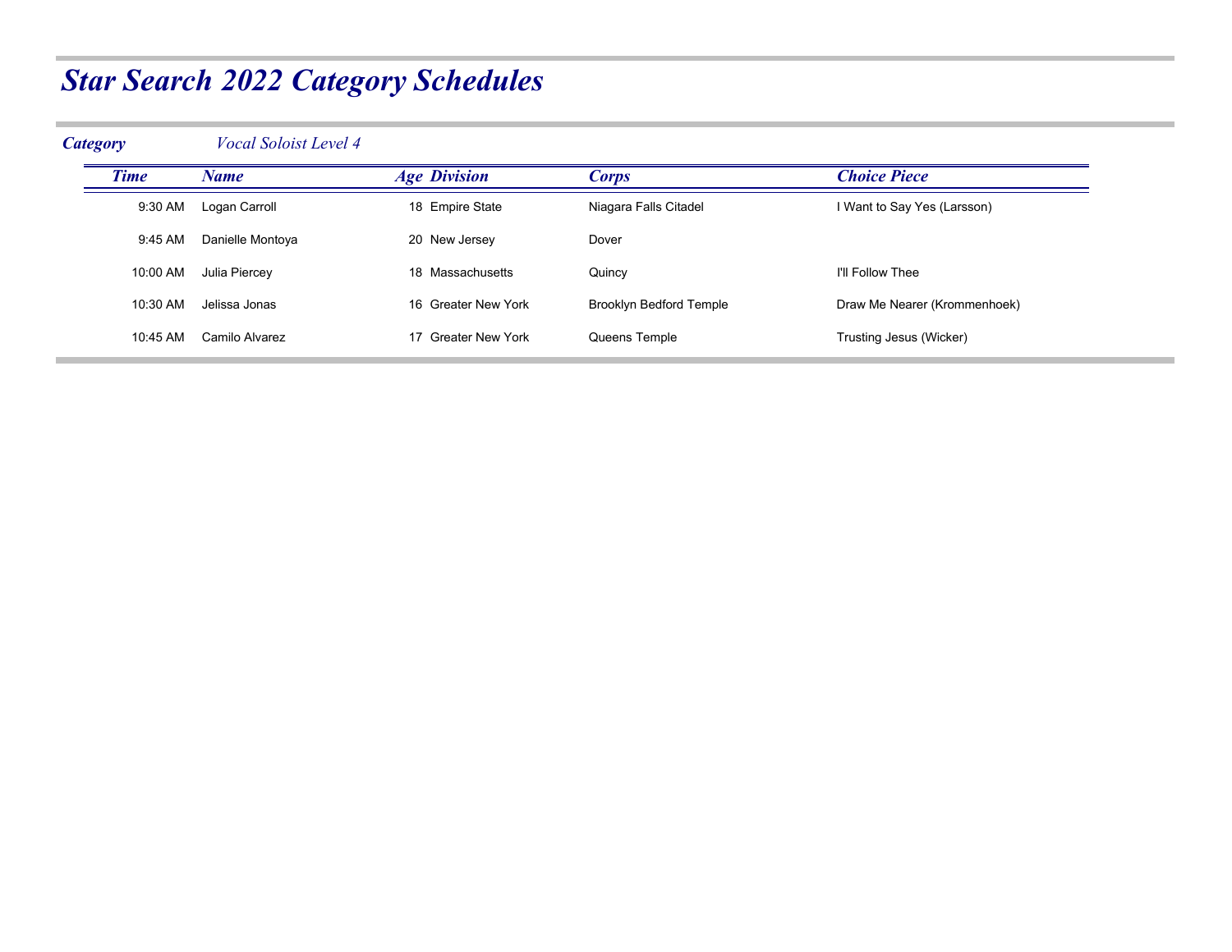# *Star Search 2022 Category Schedules*

***Category*** *Vocal Soloist Level 4*

| *Time* | *Name* | *Age* | *Division* | *Corps* | *Choice Piece* |
|---|---|---|---|---|---|
| 9:30 AM | Logan Carroll | 18 | Empire State | Niagara Falls Citadel | I Want to Say Yes (Larsson) |
| 9:45 AM | Danielle Montoya | 20 | New Jersey | Dover | |
| 10:00 AM | Julia Piercey | 18 | Massachusetts | Quincy | I'll Follow Thee |
| 10:30 AM | Jelissa Jonas | 16 | Greater New York | Brooklyn Bedford Temple | Draw Me Nearer (Krommenhoek) |
| 10:45 AM | Camilo Alvarez | 17 | Greater New York | Queens Temple | Trusting Jesus (Wicker) |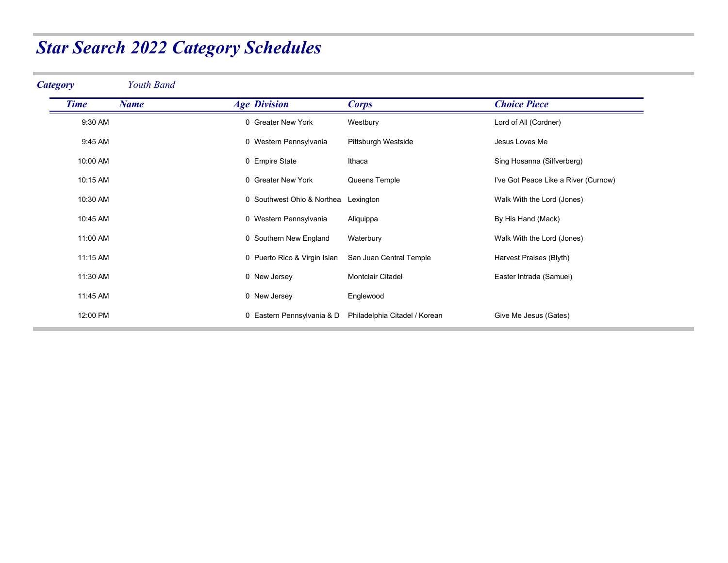# Star Search 2022 Category Schedules

***Category*** *Youth Band*

| Time | Name | Age | Division | Corps | Choice Piece |
|---|---|---|---|---|---|
| 9:30 AM | | 0 | Greater New York | Westbury | Lord of All (Cordner) |
| 9:45 AM | | 0 | Western Pennsylvania | Pittsburgh Westside | Jesus Loves Me |
| 10:00 AM | | 0 | Empire State | Ithaca | Sing Hosanna (Silfverberg) |
| 10:15 AM | | 0 | Greater New York | Queens Temple | I've Got Peace Like a River (Curnow) |
| 10:30 AM | | 0 | Southwest Ohio & Northea | Lexington | Walk With the Lord (Jones) |
| 10:45 AM | | 0 | Western Pennsylvania | Aliquippa | By His Hand (Mack) |
| 11:00 AM | | 0 | Southern New England | Waterbury | Walk With the Lord (Jones) |
| 11:15 AM | | 0 | Puerto Rico & Virgin Islan | San Juan Central Temple | Harvest Praises (Blyth) |
| 11:30 AM | | 0 | New Jersey | Montclair Citadel | Easter Intrada (Samuel) |
| 11:45 AM | | 0 | New Jersey | Englewood | |
| 12:00 PM | | 0 | Eastern Pennsylvania & D | Philadelphia Citadel / Korean | Give Me Jesus (Gates) |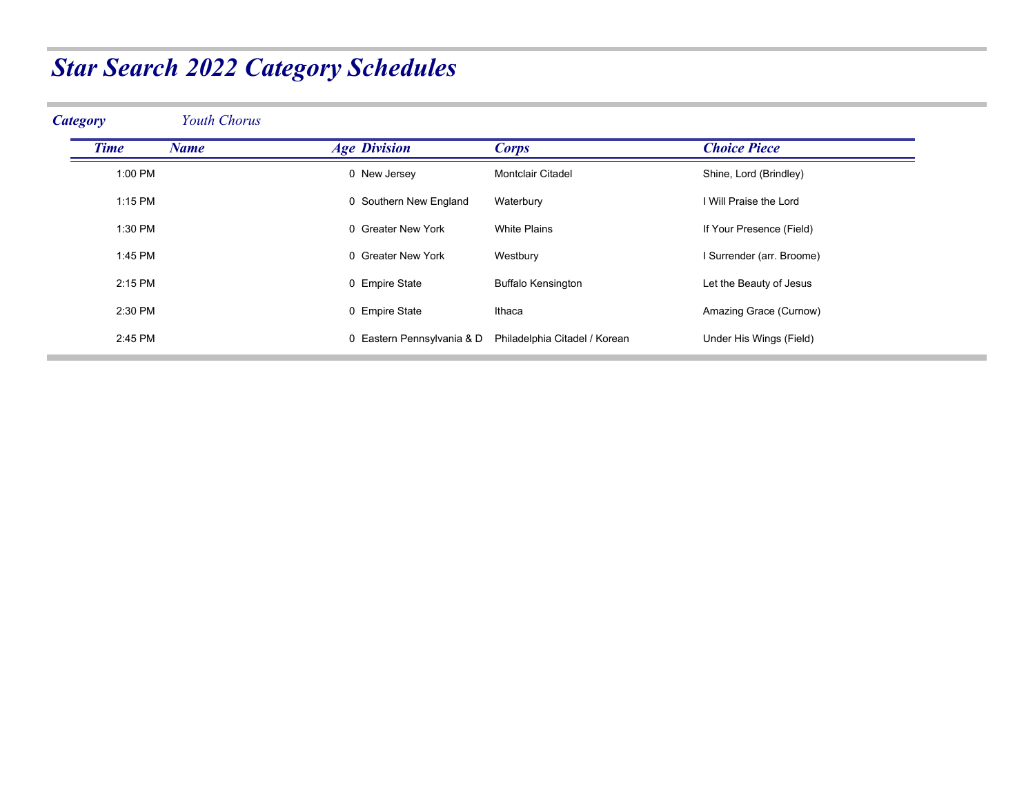# *Star Search 2022 Category Schedules*

***Category*** *Youth Chorus*

| *Time* | *Name* | *Age* | *Division* | *Corps* | *Choice Piece* |
|---|---|---|---|---|---|
| 1:00 PM | | 0 | New Jersey | Montclair Citadel | Shine, Lord (Brindley) |
| 1:15 PM | | 0 | Southern New England | Waterbury | I Will Praise the Lord |
| 1:30 PM | | 0 | Greater New York | White Plains | If Your Presence (Field) |
| 1:45 PM | | 0 | Greater New York | Westbury | I Surrender (arr. Broome) |
| 2:15 PM | | 0 | Empire State | Buffalo Kensington | Let the Beauty of Jesus |
| 2:30 PM | | 0 | Empire State | Ithaca | Amazing Grace (Curnow) |
| 2:45 PM | | 0 | Eastern Pennsylvania & D | Philadelphia Citadel / Korean | Under His Wings (Field) |